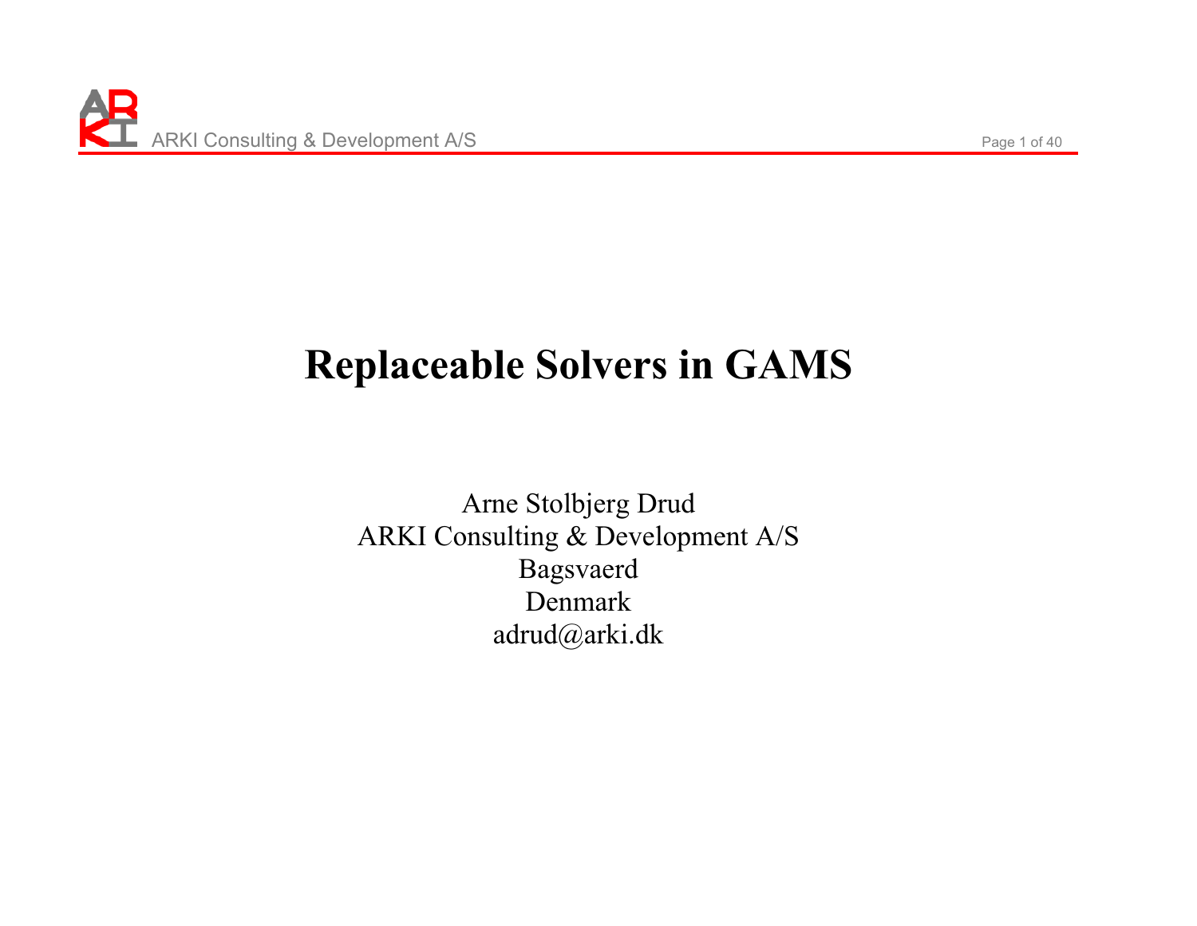# Replaceable Solvers in GAMS

Arne Stolbjerg Drud
ARKI Consulting & Development A/S
Bagsvaerd
Denmark
adrud@arki.dk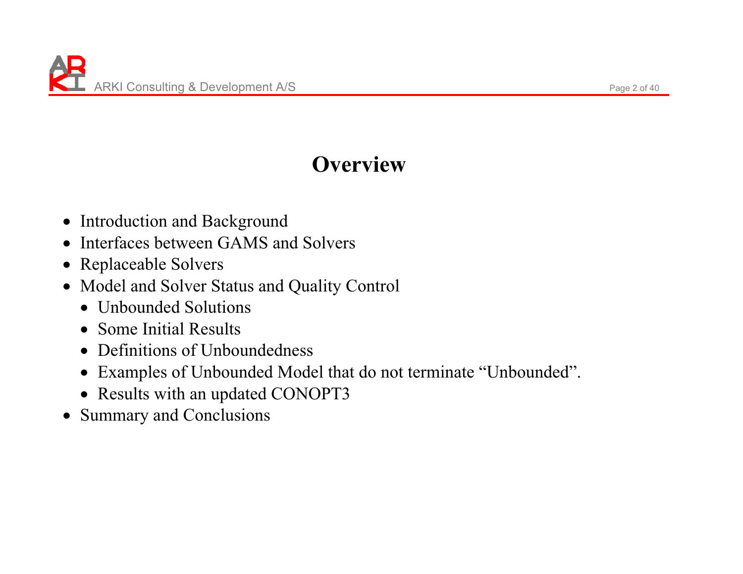# Overview

- Introduction and Background
- Interfaces between GAMS and Solvers
- Replaceable Solvers
- Model and Solver Status and Quality Control
  - Unbounded Solutions
  - Some Initial Results
  - Definitions of Unboundedness
  - Examples of Unbounded Model that do not terminate "Unbounded".
  - Results with an updated CONOPT3
- Summary and Conclusions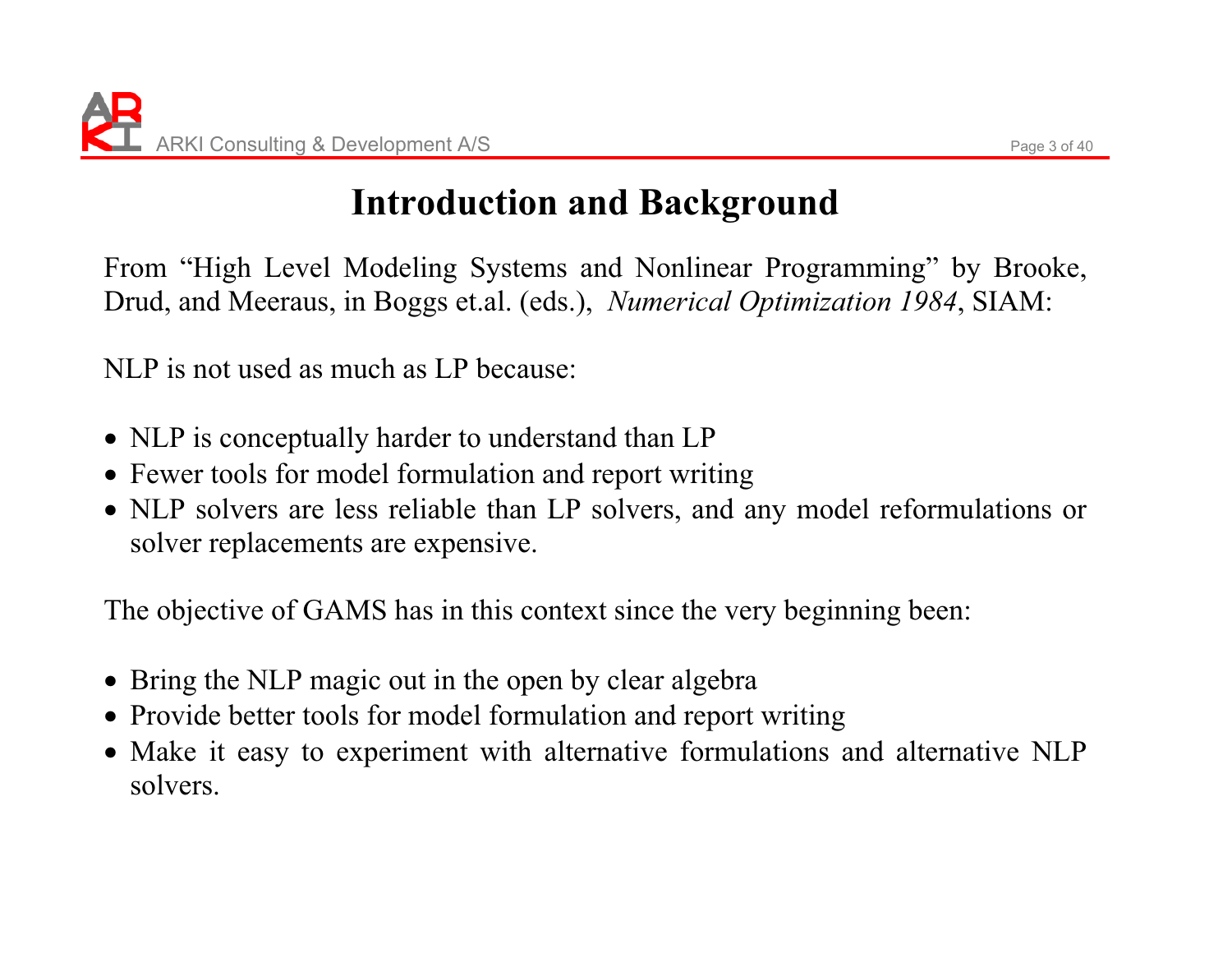# Introduction and Background

From "High Level Modeling Systems and Nonlinear Programming" by Brooke, Drud, and Meeraus, in Boggs et.al. (eds.), *Numerical Optimization 1984*, SIAM:

NLP is not used as much as LP because:

- NLP is conceptually harder to understand than LP
- Fewer tools for model formulation and report writing
- NLP solvers are less reliable than LP solvers, and any model reformulations or solver replacements are expensive.

The objective of GAMS has in this context since the very beginning been:

- Bring the NLP magic out in the open by clear algebra
- Provide better tools for model formulation and report writing
- Make it easy to experiment with alternative formulations and alternative NLP solvers.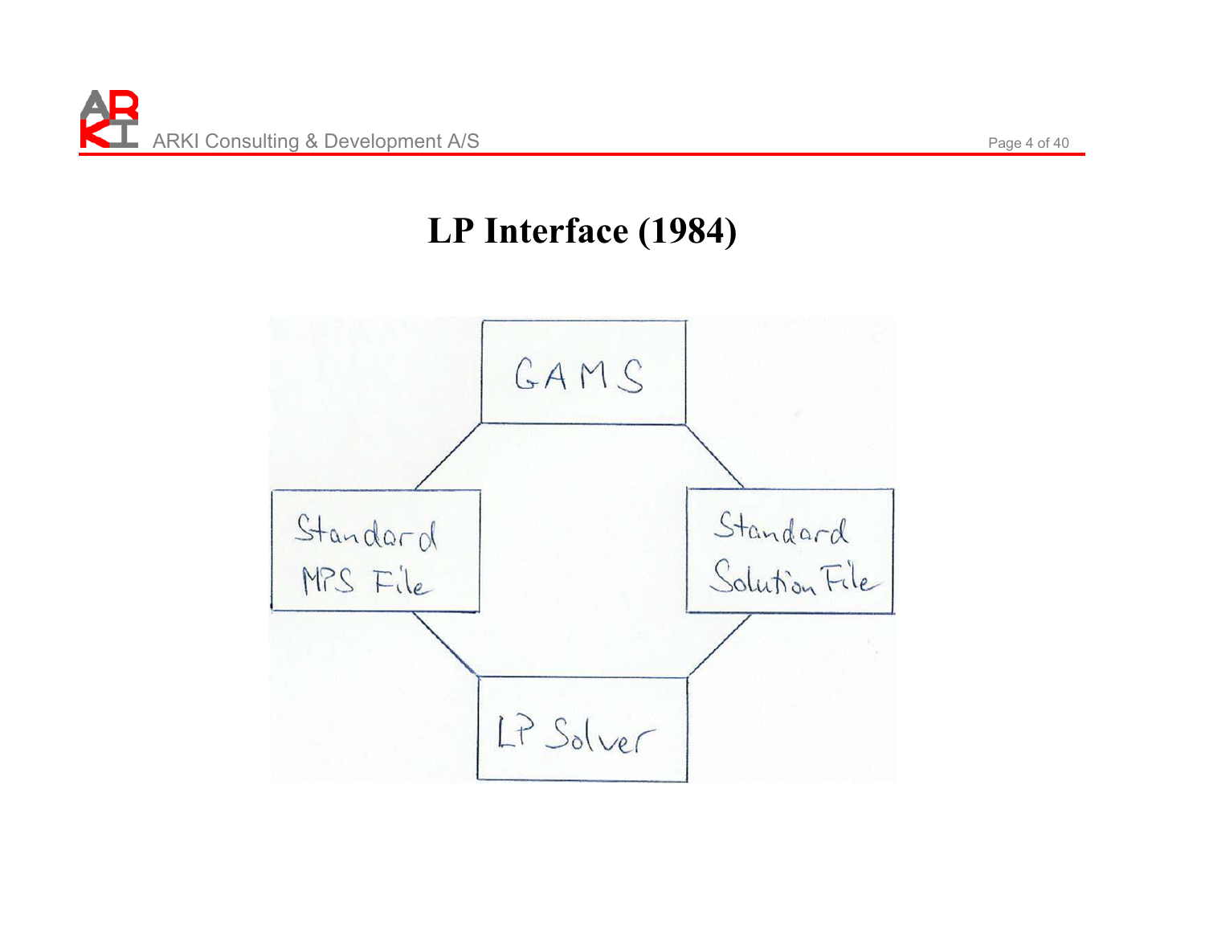# LP Interface (1984)

GAMS

Standard MPS File

Standard Solution File

LP Solver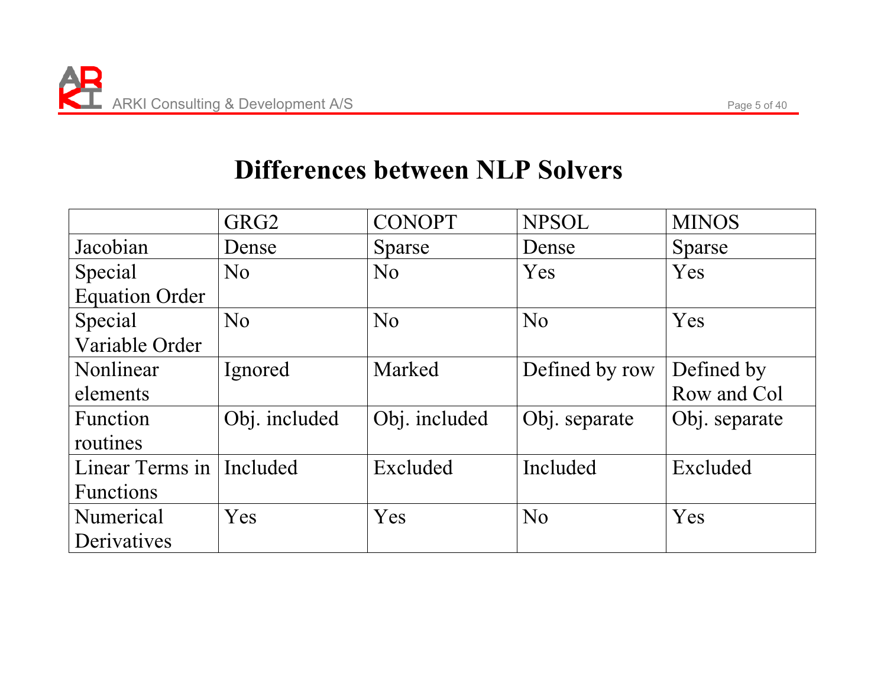# Differences between NLP Solvers

| | GRG2 | CONOPT | NPSOL | MINOS |
|---|---|---|---|---|
| Jacobian | Dense | Sparse | Dense | Sparse |
| Special Equation Order | No | No | Yes | Yes |
| Special Variable Order | No | No | No | Yes |
| Nonlinear elements | Ignored | Marked | Defined by row | Defined by Row and Col |
| Function routines | Obj. included | Obj. included | Obj. separate | Obj. separate |
| Linear Terms in Functions | Included | Excluded | Included | Excluded |
| Numerical Derivatives | Yes | Yes | No | Yes |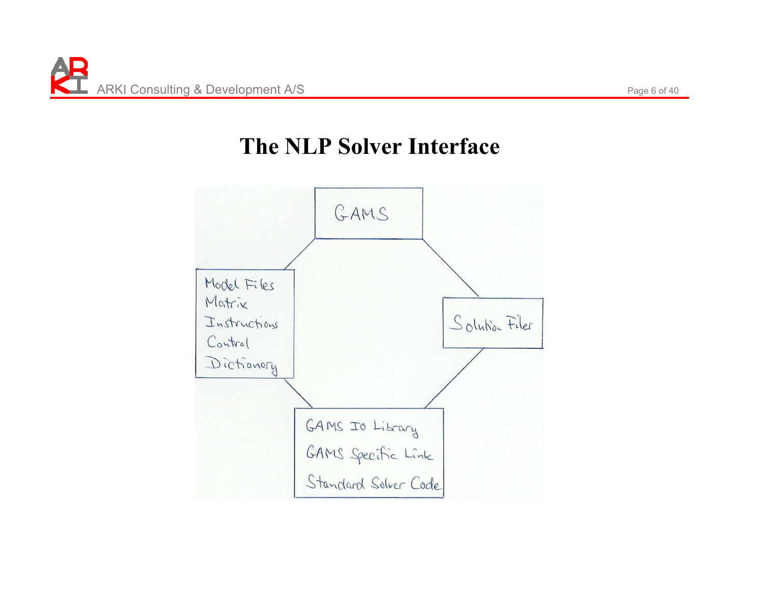# The NLP Solver Interface

GAMS

Model Files
Matrix
Instructions
Control
Dictionary

Solution Files

GAMS IO Library
GAMS Specific Link
Standard Solver Code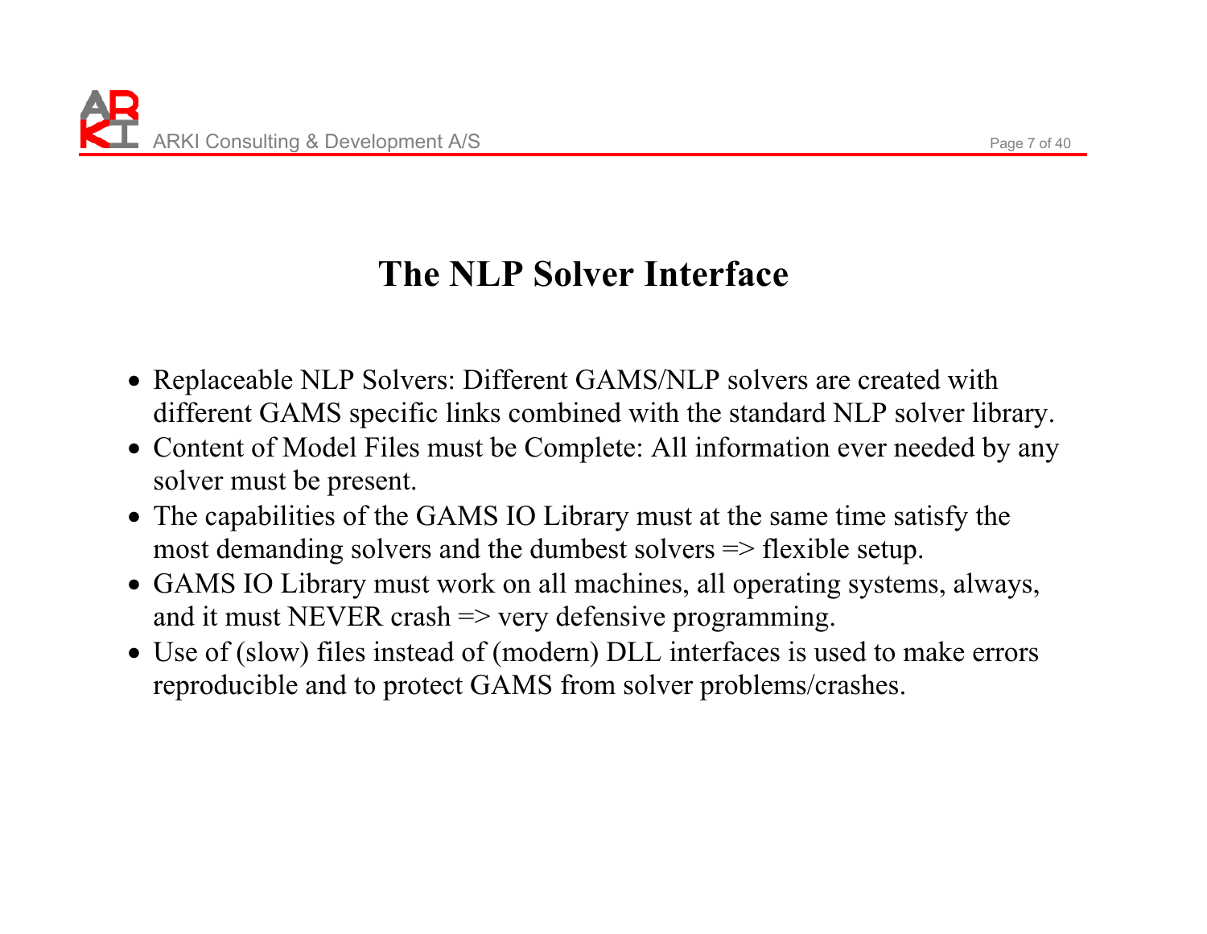# The NLP Solver Interface

- Replaceable NLP Solvers: Different GAMS/NLP solvers are created with different GAMS specific links combined with the standard NLP solver library.
- Content of Model Files must be Complete: All information ever needed by any solver must be present.
- The capabilities of the GAMS IO Library must at the same time satisfy the most demanding solvers and the dumbest solvers => flexible setup.
- GAMS IO Library must work on all machines, all operating systems, always, and it must NEVER crash => very defensive programming.
- Use of (slow) files instead of (modern) DLL interfaces is used to make errors reproducible and to protect GAMS from solver problems/crashes.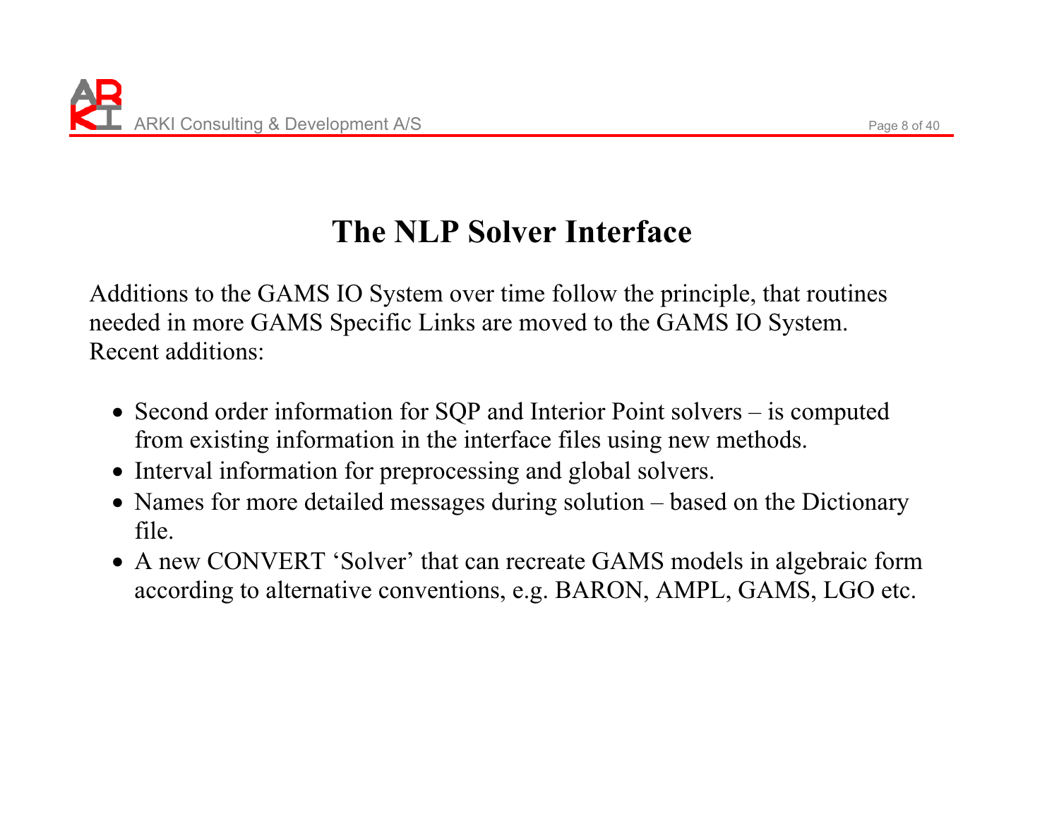# The NLP Solver Interface

Additions to the GAMS IO System over time follow the principle, that routines needed in more GAMS Specific Links are moved to the GAMS IO System. Recent additions:

- Second order information for SQP and Interior Point solvers – is computed from existing information in the interface files using new methods.
- Interval information for preprocessing and global solvers.
- Names for more detailed messages during solution – based on the Dictionary file.
- A new CONVERT 'Solver' that can recreate GAMS models in algebraic form according to alternative conventions, e.g. BARON, AMPL, GAMS, LGO etc.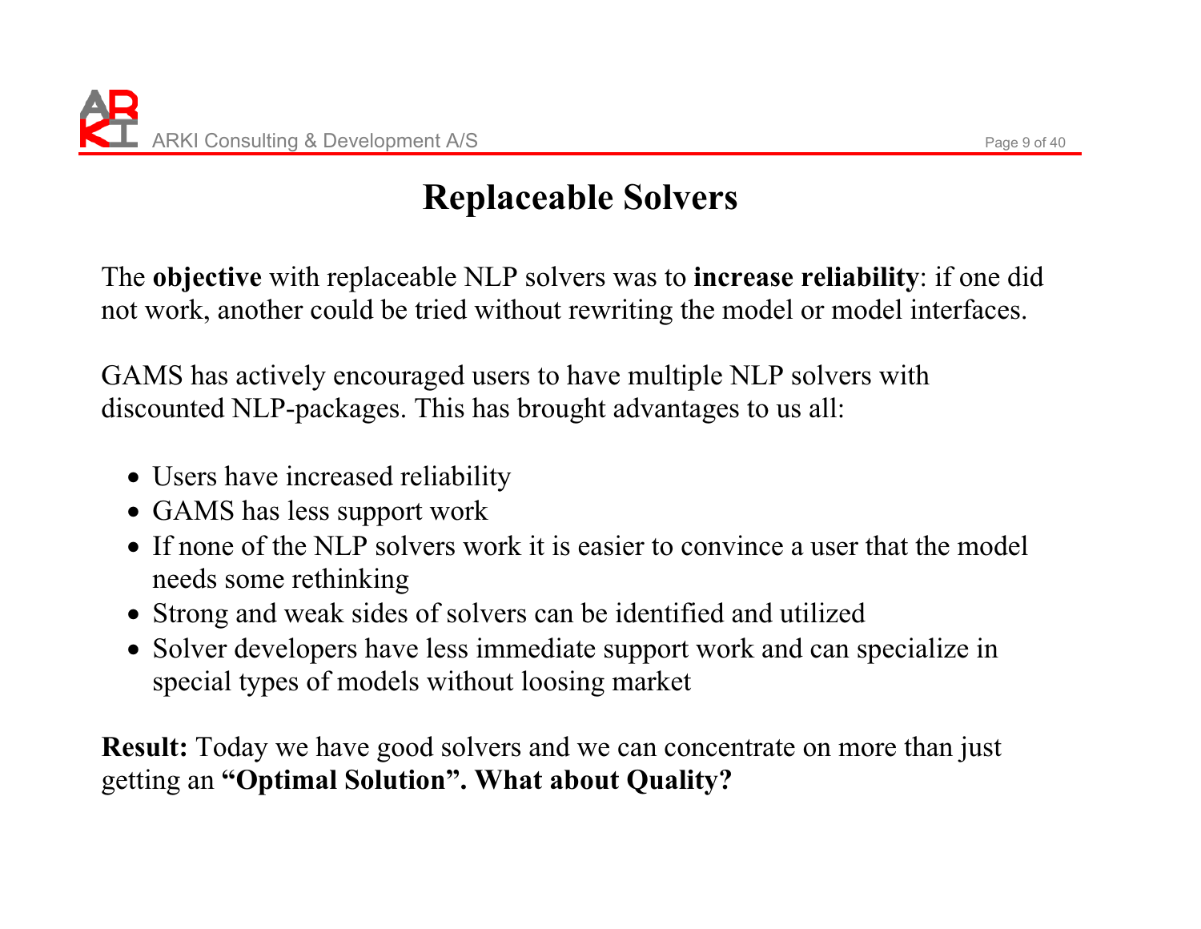# Replaceable Solvers

The **objective** with replaceable NLP solvers was to **increase reliability**: if one did not work, another could be tried without rewriting the model or model interfaces.

GAMS has actively encouraged users to have multiple NLP solvers with discounted NLP-packages. This has brought advantages to us all:

- Users have increased reliability
- GAMS has less support work
- If none of the NLP solvers work it is easier to convince a user that the model needs some rethinking
- Strong and weak sides of solvers can be identified and utilized
- Solver developers have less immediate support work and can specialize in special types of models without loosing market

**Result:** Today we have good solvers and we can concentrate on more than just getting an **"Optimal Solution". What about Quality?**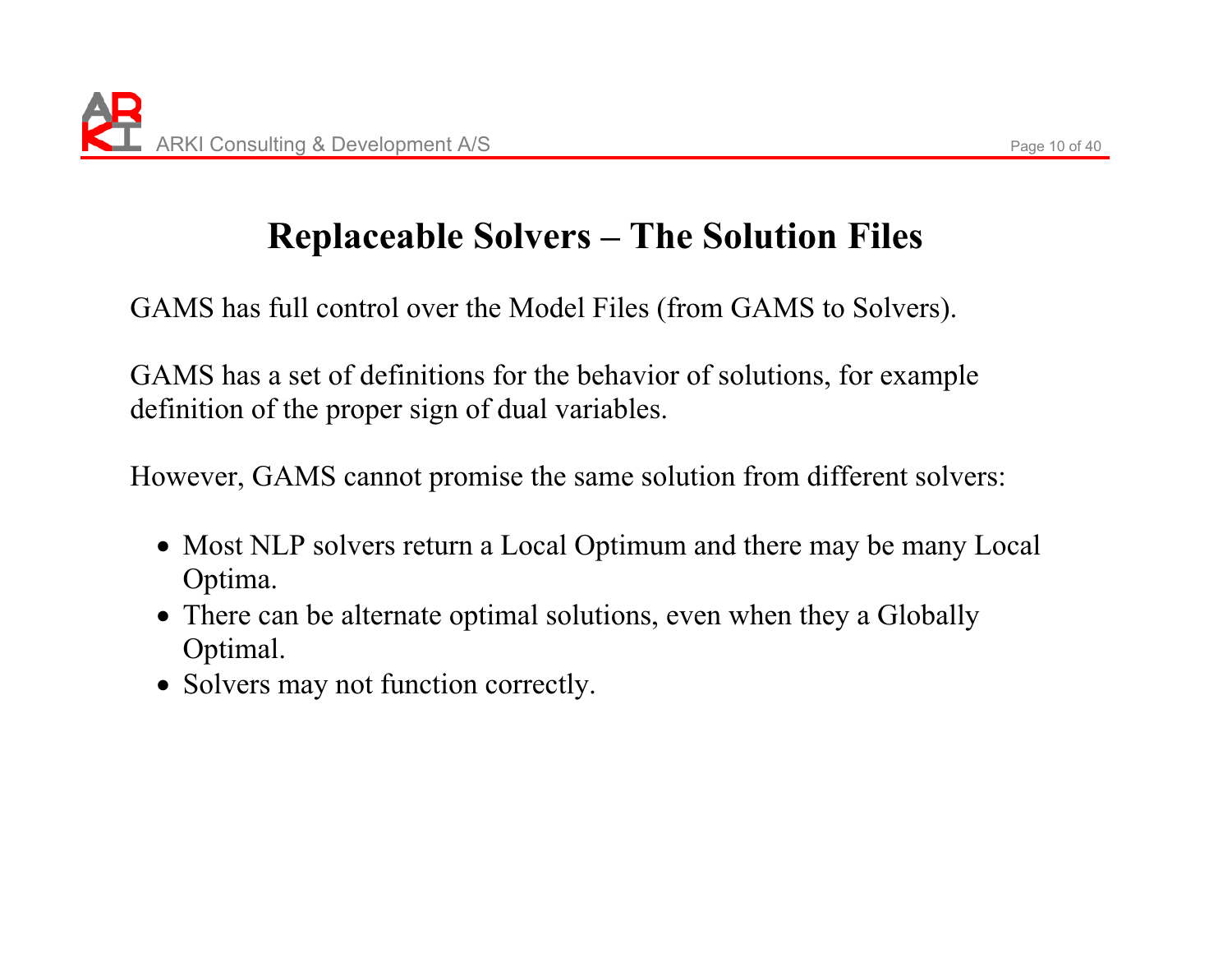# Replaceable Solvers – The Solution Files

GAMS has full control over the Model Files (from GAMS to Solvers).

GAMS has a set of definitions for the behavior of solutions, for example definition of the proper sign of dual variables.

However, GAMS cannot promise the same solution from different solvers:

- Most NLP solvers return a Local Optimum and there may be many Local Optima.
- There can be alternate optimal solutions, even when they a Globally Optimal.
- Solvers may not function correctly.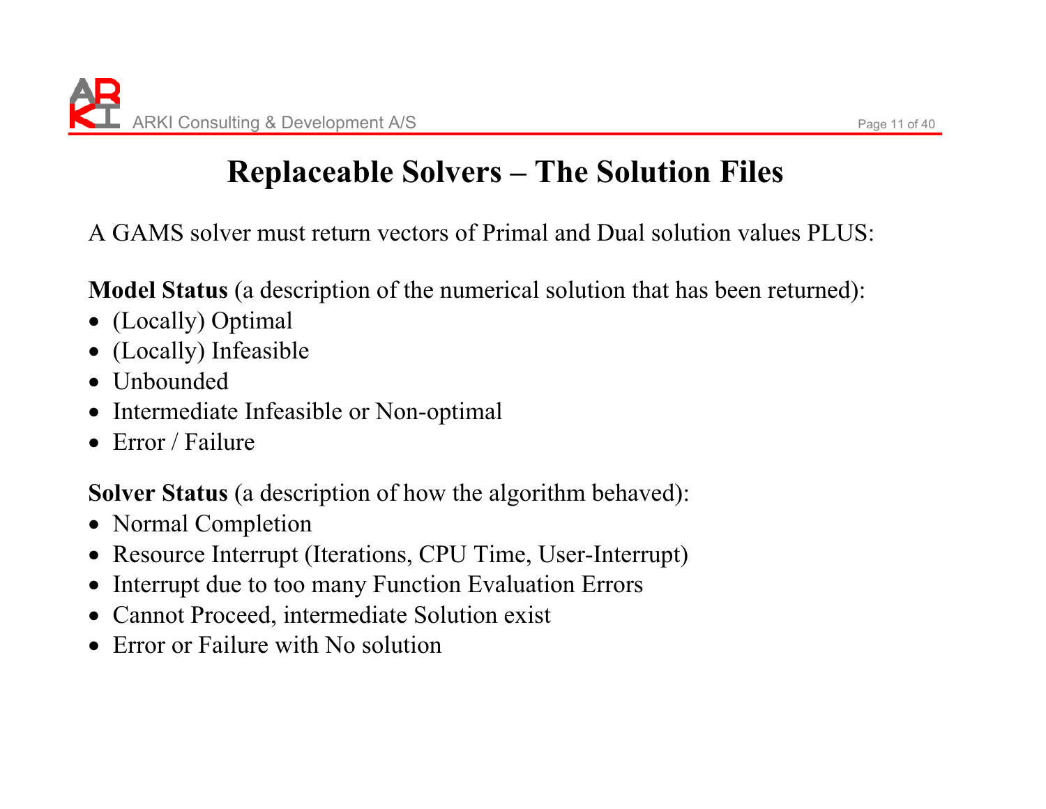# Replaceable Solvers – The Solution Files

A GAMS solver must return vectors of Primal and Dual solution values PLUS:

**Model Status** (a description of the numerical solution that has been returned):

- (Locally) Optimal
- (Locally) Infeasible
- Unbounded
- Intermediate Infeasible or Non-optimal
- Error / Failure

**Solver Status** (a description of how the algorithm behaved):

- Normal Completion
- Resource Interrupt (Iterations, CPU Time, User-Interrupt)
- Interrupt due to too many Function Evaluation Errors
- Cannot Proceed, intermediate Solution exist
- Error or Failure with No solution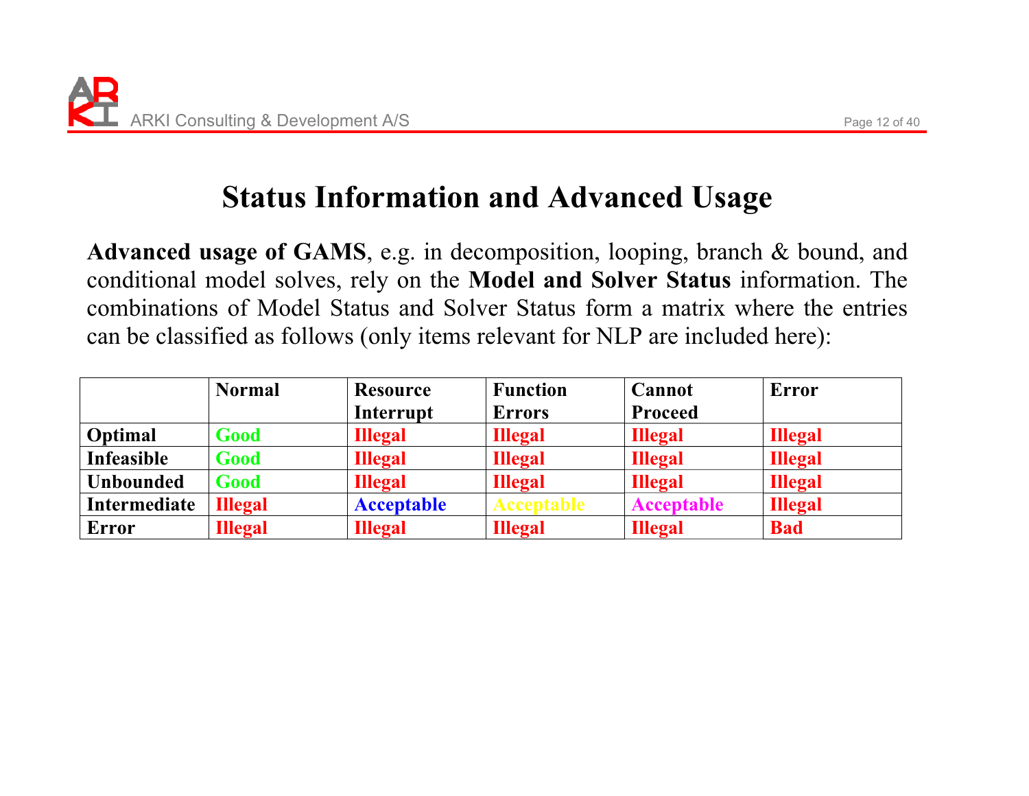# Status Information and Advanced Usage

**Advanced usage of GAMS**, e.g. in decomposition, looping, branch & bound, and conditional model solves, rely on the **Model and Solver Status** information. The combinations of Model Status and Solver Status form a matrix where the entries can be classified as follows (only items relevant for NLP are included here):

| | **Normal** | **Resource Interrupt** | **Function Errors** | **Cannot Proceed** | **Error** |
|---|---|---|---|---|---|
| **Optimal** | **Good** | **Illegal** | **Illegal** | **Illegal** | **Illegal** |
| **Infeasible** | **Good** | **Illegal** | **Illegal** | **Illegal** | **Illegal** |
| **Unbounded** | **Good** | **Illegal** | **Illegal** | **Illegal** | **Illegal** |
| **Intermediate** | **Illegal** | **Acceptable** | **Acceptable** | **Acceptable** | **Illegal** |
| **Error** | **Illegal** | **Illegal** | **Illegal** | **Illegal** | **Bad** |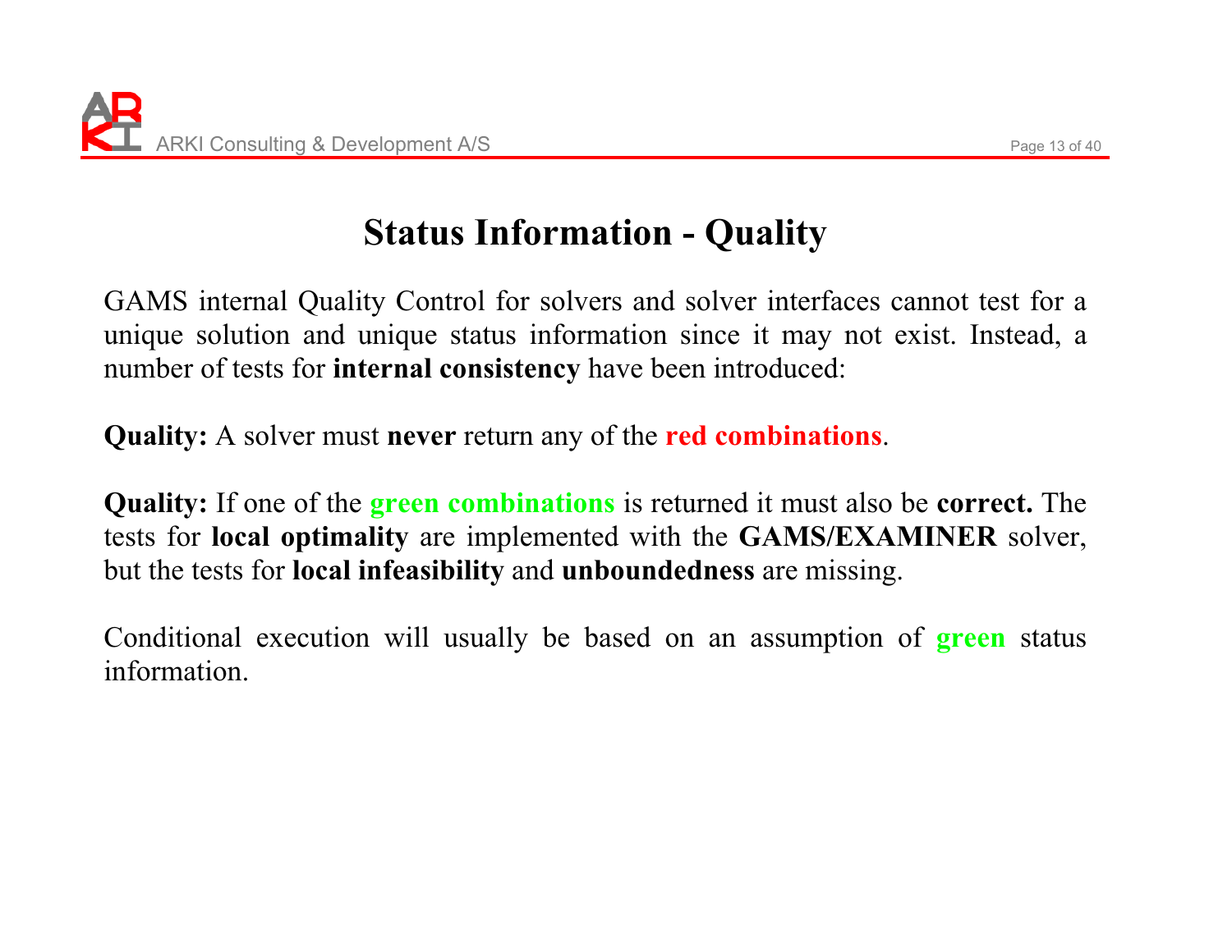# Status Information - Quality

GAMS internal Quality Control for solvers and solver interfaces cannot test for a unique solution and unique status information since it may not exist. Instead, a number of tests for **internal consistency** have been introduced:

**Quality:** A solver must **never** return any of the **red combinations**.

**Quality:** If one of the **green combinations** is returned it must also be **correct.** The tests for **local optimality** are implemented with the **GAMS/EXAMINER** solver, but the tests for **local infeasibility** and **unboundedness** are missing.

Conditional execution will usually be based on an assumption of **green** status information.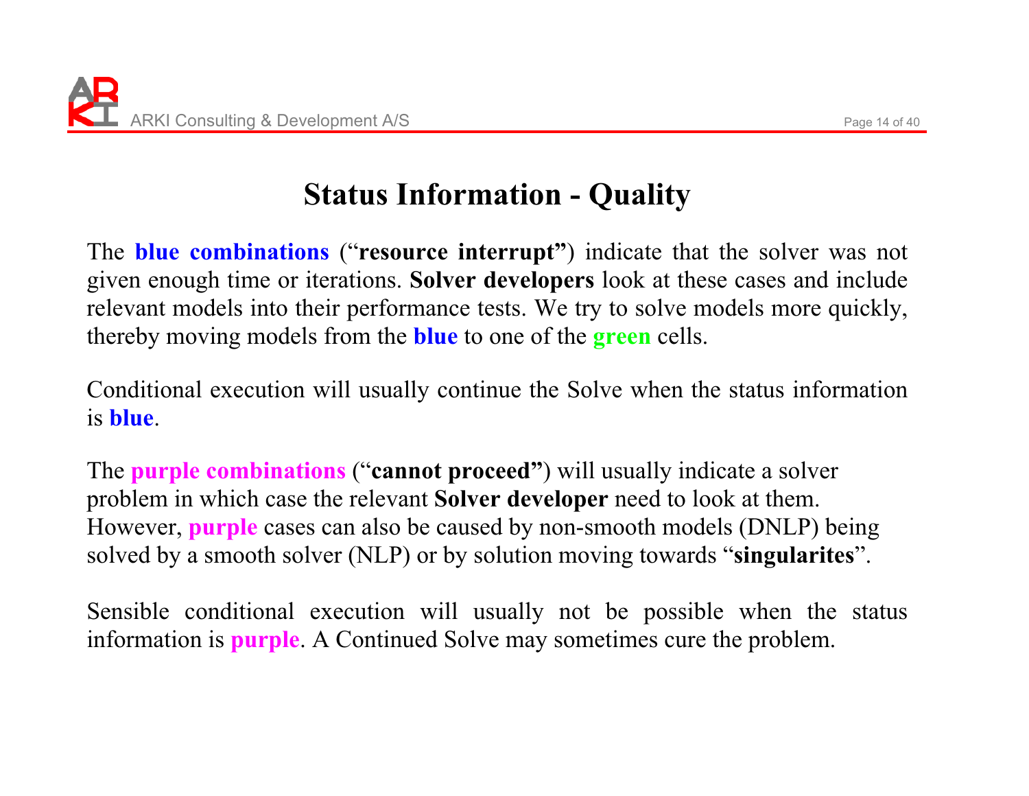# Status Information - Quality

The **blue combinations** (“**resource interrupt”**) indicate that the solver was not given enough time or iterations. **Solver developers** look at these cases and include relevant models into their performance tests. We try to solve models more quickly, thereby moving models from the **blue** to one of the **green** cells.

Conditional execution will usually continue the Solve when the status information is **blue**.

The **purple combinations** (“**cannot proceed”**) will usually indicate a solver problem in which case the relevant **Solver developer** need to look at them. However, **purple** cases can also be caused by non-smooth models (DNLP) being solved by a smooth solver (NLP) or by solution moving towards “**singularites**”.

Sensible conditional execution will usually not be possible when the status information is **purple**. A Continued Solve may sometimes cure the problem.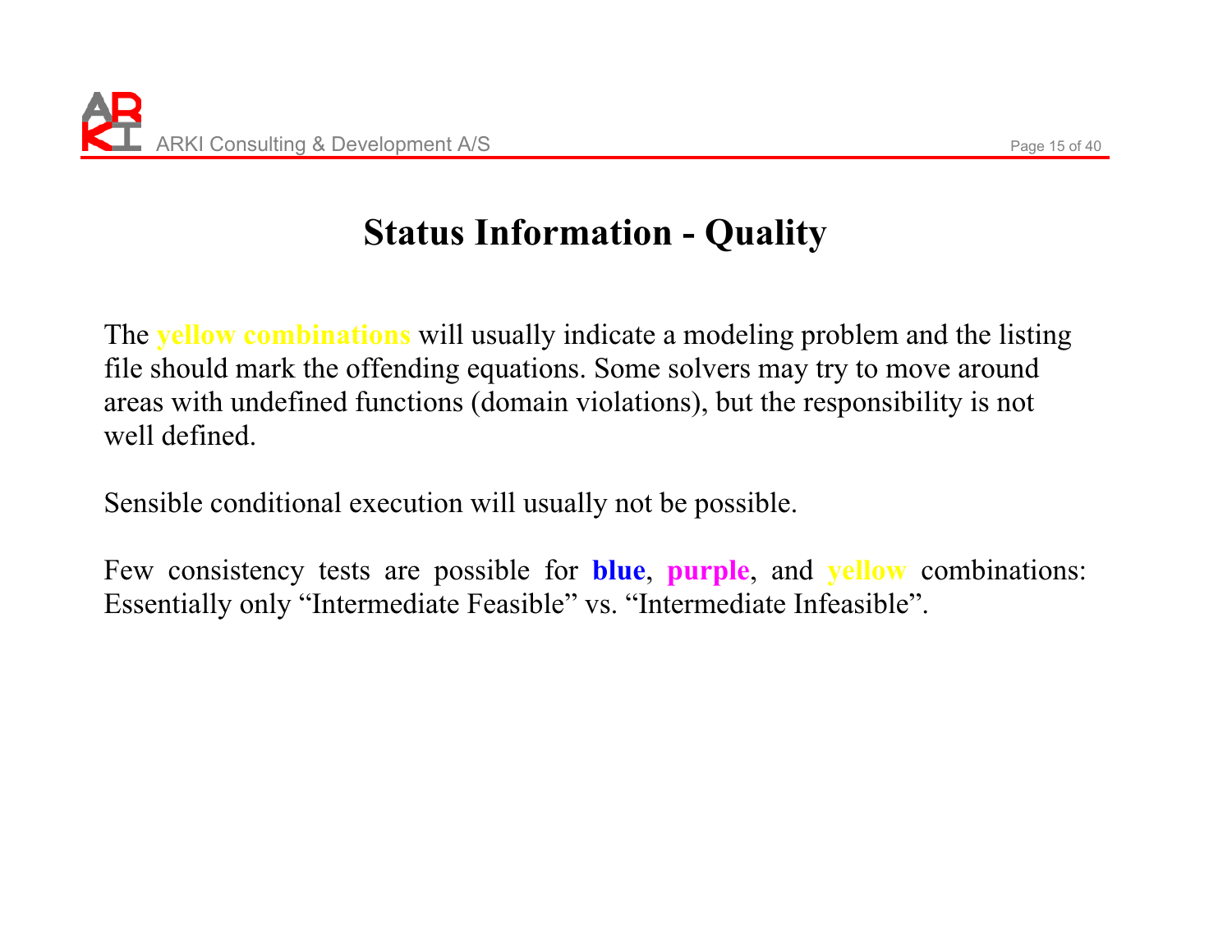# Status Information - Quality

The **yellow combinations** will usually indicate a modeling problem and the listing file should mark the offending equations. Some solvers may try to move around areas with undefined functions (domain violations), but the responsibility is not well defined.

Sensible conditional execution will usually not be possible.

Few consistency tests are possible for **blue**, **purple**, and **yellow** combinations: Essentially only “Intermediate Feasible” vs. “Intermediate Infeasible”.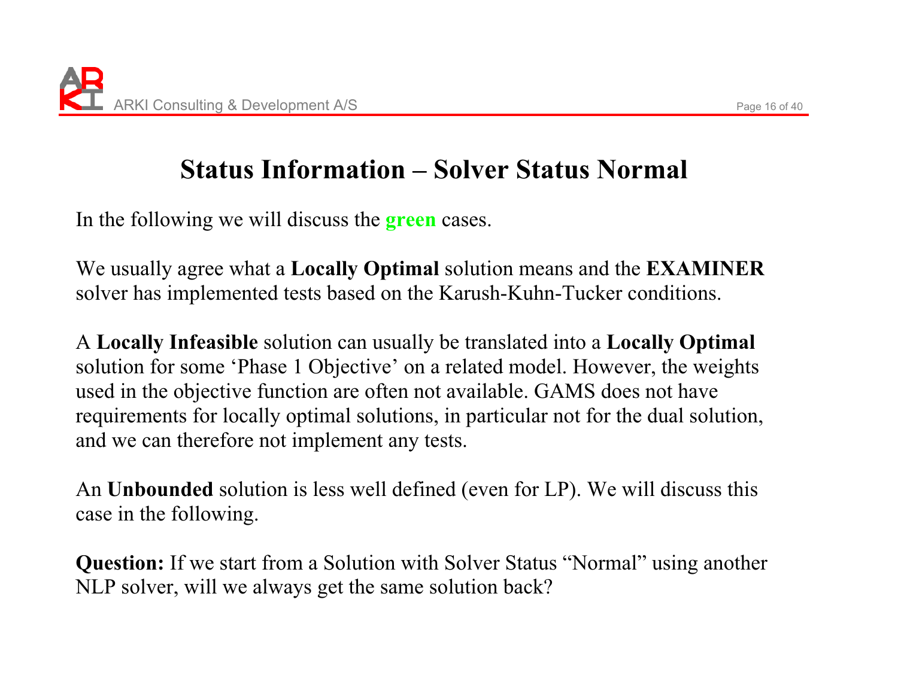# Status Information – Solver Status Normal

In the following we will discuss the **green** cases.

We usually agree what a **Locally Optimal** solution means and the **EXAMINER** solver has implemented tests based on the Karush-Kuhn-Tucker conditions.

A **Locally Infeasible** solution can usually be translated into a **Locally Optimal** solution for some 'Phase 1 Objective' on a related model. However, the weights used in the objective function are often not available. GAMS does not have requirements for locally optimal solutions, in particular not for the dual solution, and we can therefore not implement any tests.

An **Unbounded** solution is less well defined (even for LP). We will discuss this case in the following.

**Question:** If we start from a Solution with Solver Status "Normal" using another NLP solver, will we always get the same solution back?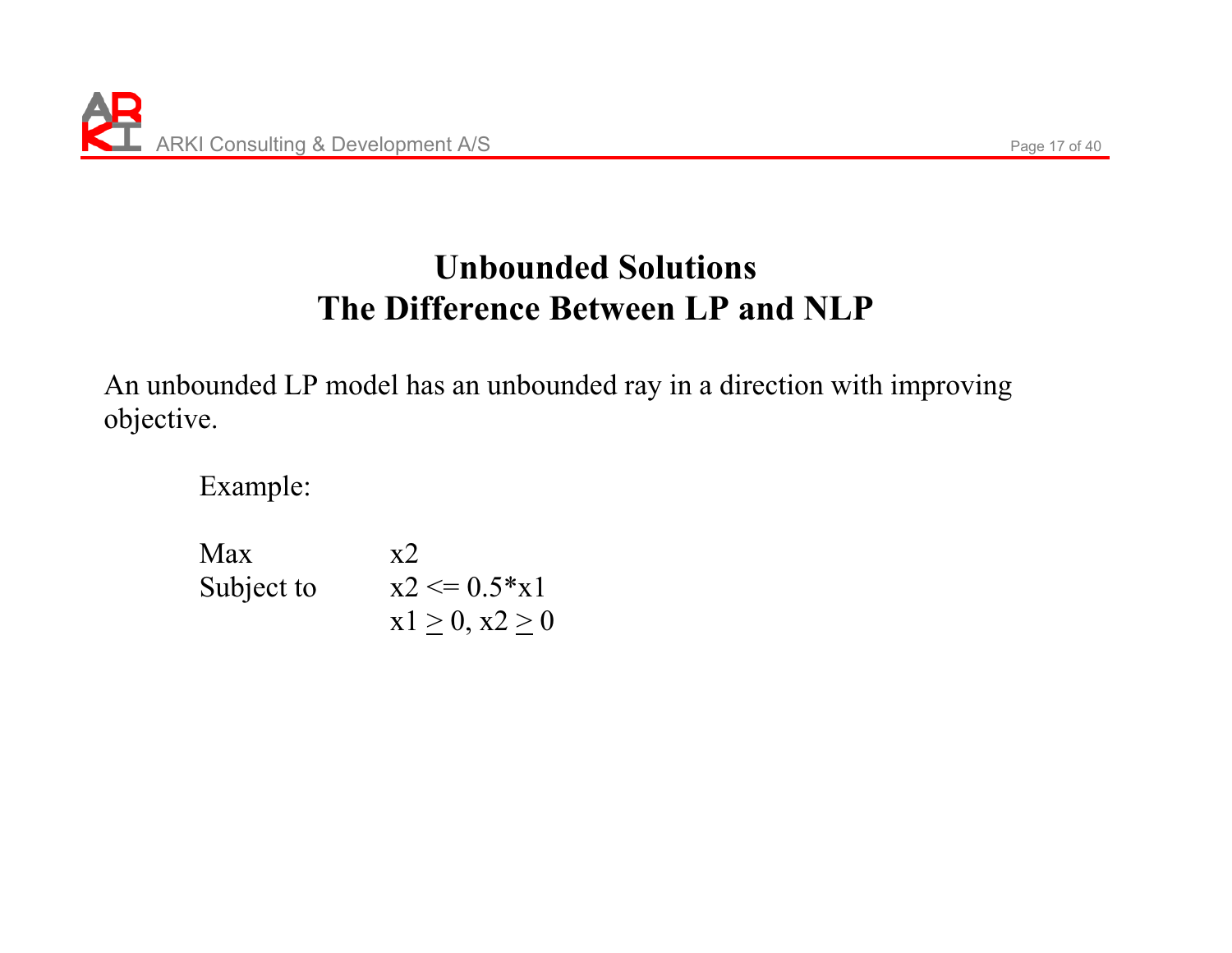# Unbounded Solutions
# The Difference Between LP and NLP

An unbounded LP model has an unbounded ray in a direction with improving objective.

Example:

| | |
|---|---|
| Max | $x2$ |
| Subject to | $x2 <= 0.5*x1$ |
| | $x1 \geq 0, x2 \geq 0$ |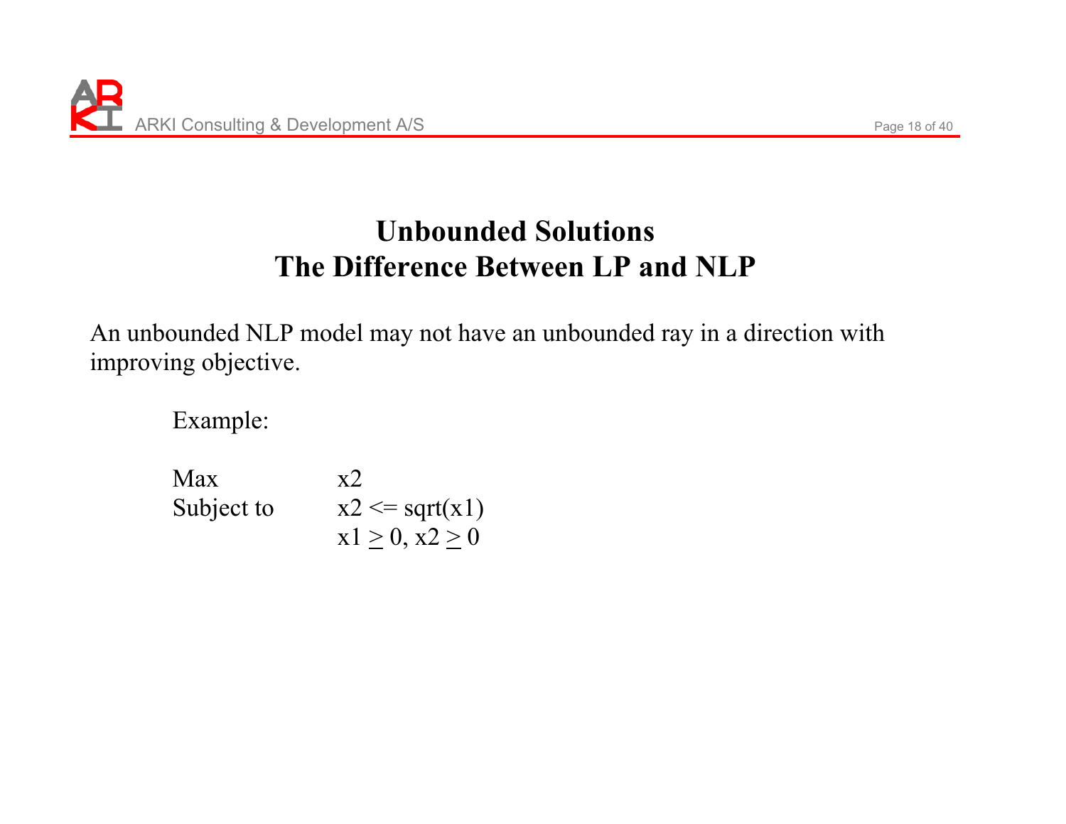# Unbounded Solutions
# The Difference Between LP and NLP

An unbounded NLP model may not have an unbounded ray in a direction with improving objective.

Example:

| | |
|---|---|
| Max | $x2$ |
| Subject to | $x2 <= \text{sqrt}(x1)$ |
| | $x1 \geq 0, x2 \geq 0$ |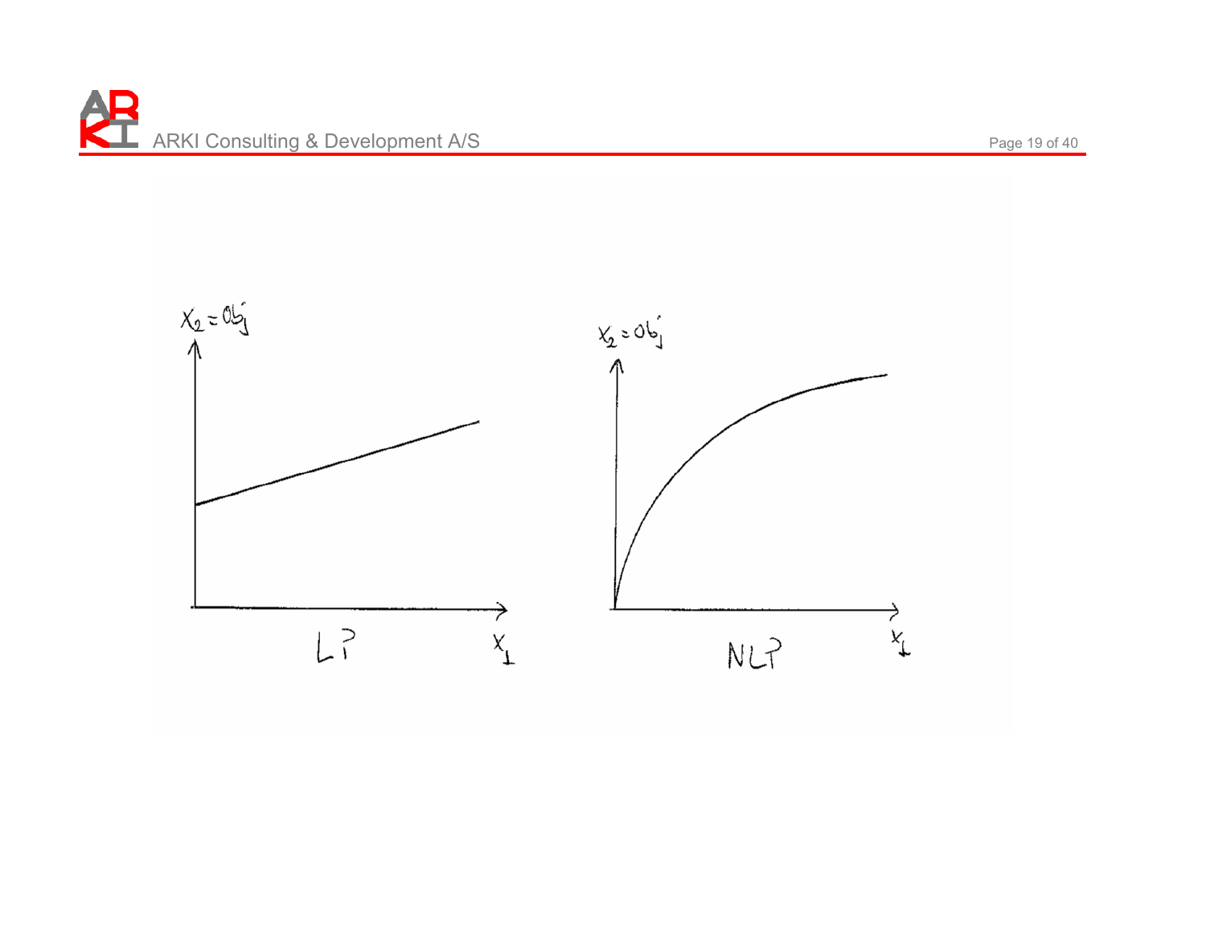$x_2 = obj$

LP

$x_1$

$x_2 = obj$

NLP

$x_1$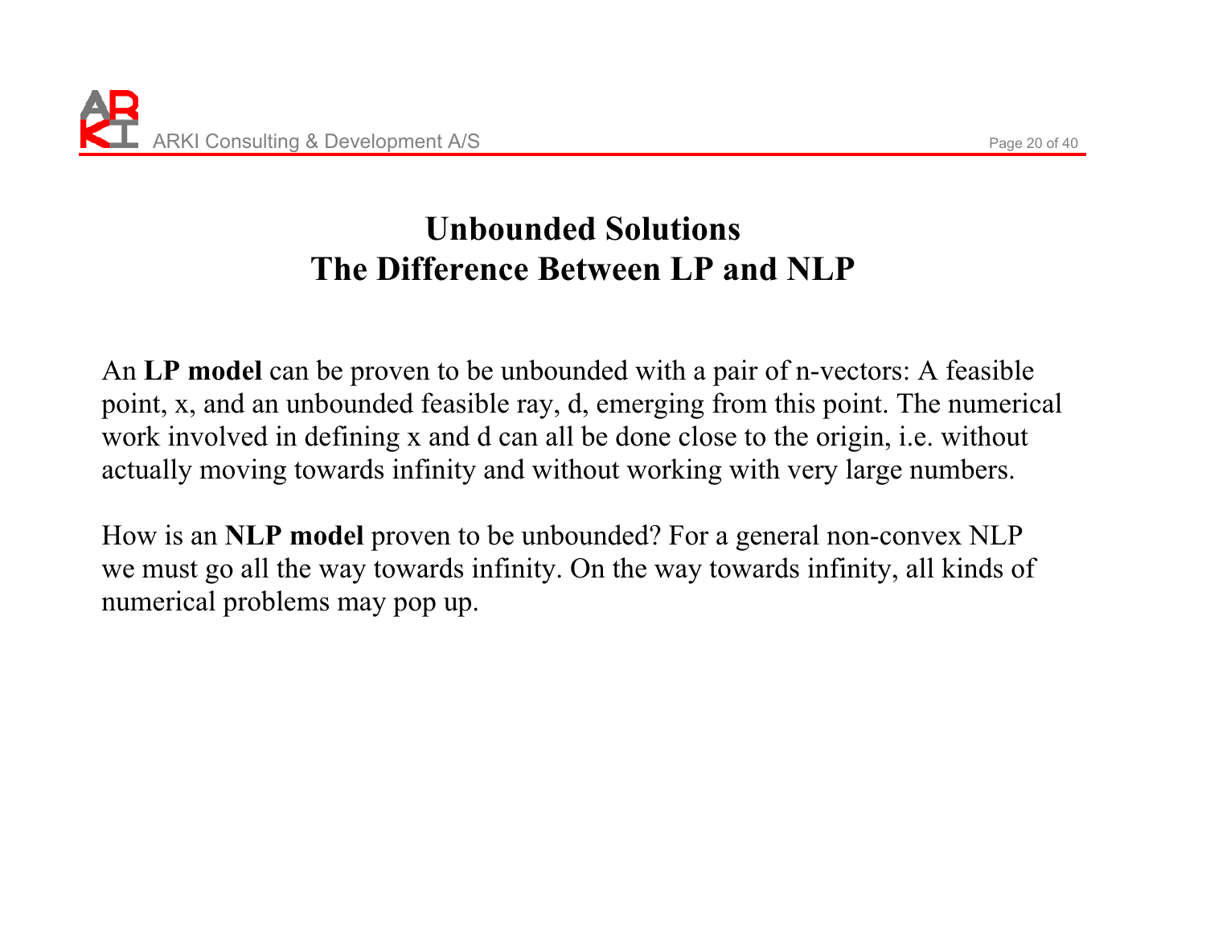# Unbounded Solutions
# The Difference Between LP and NLP

An **LP model** can be proven to be unbounded with a pair of n-vectors: A feasible point, x, and an unbounded feasible ray, d, emerging from this point. The numerical work involved in defining x and d can all be done close to the origin, i.e. without actually moving towards infinity and without working with very large numbers.

How is an **NLP model** proven to be unbounded? For a general non-convex NLP we must go all the way towards infinity. On the way towards infinity, all kinds of numerical problems may pop up.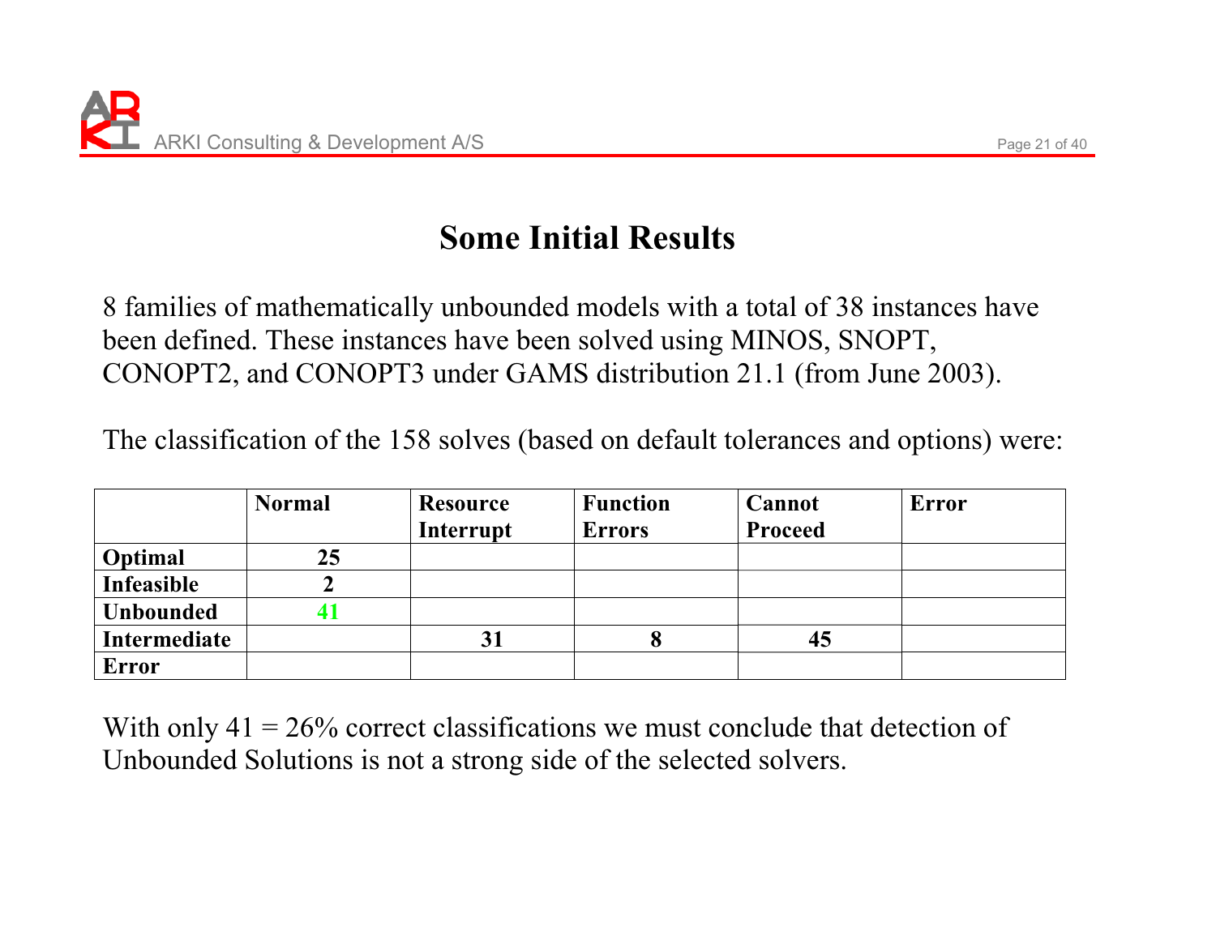# Some Initial Results

8 families of mathematically unbounded models with a total of 38 instances have been defined. These instances have been solved using MINOS, SNOPT, CONOPT2, and CONOPT3 under GAMS distribution 21.1 (from June 2003).

The classification of the 158 solves (based on default tolerances and options) were:

| | Normal | Resource Interrupt | Function Errors | Cannot Proceed | Error |
|---|---|---|---|---|---|
| **Optimal** | 25 | | | | |
| **Infeasible** | 2 | | | | |
| **Unbounded** | 41 | | | | |
| **Intermediate** | | 31 | 8 | 45 | |
| **Error** | | | | | |

With only 41 = 26% correct classifications we must conclude that detection of Unbounded Solutions is not a strong side of the selected solvers.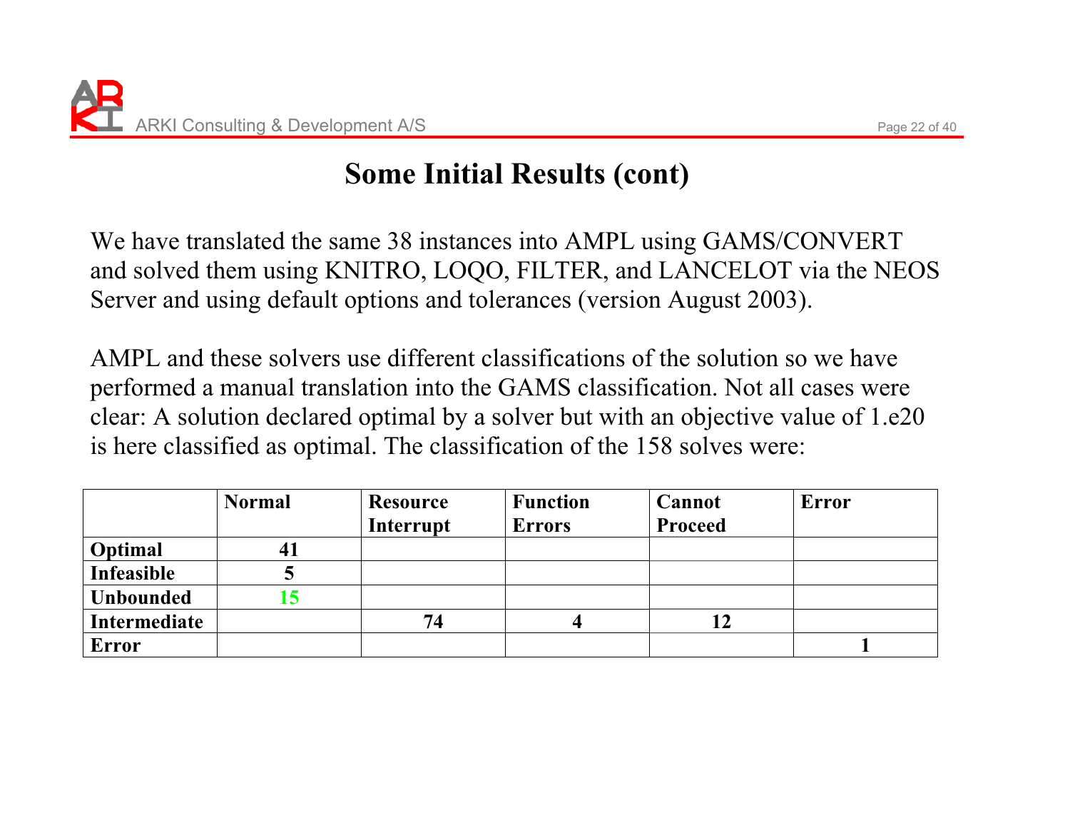# Some Initial Results (cont)

We have translated the same 38 instances into AMPL using GAMS/CONVERT and solved them using KNITRO, LOQO, FILTER, and LANCELOT via the NEOS Server and using default options and tolerances (version August 2003).

AMPL and these solvers use different classifications of the solution so we have performed a manual translation into the GAMS classification. Not all cases were clear: A solution declared optimal by a solver but with an objective value of 1.e20 is here classified as optimal. The classification of the 158 solves were:

| | **Normal** | **Resource Interrupt** | **Function Errors** | **Cannot Proceed** | **Error** |
|---|---|---|---|---|---|
| **Optimal** | **41** | | | | |
| **Infeasible** | **5** | | | | |
| **Unbounded** | **15** | | | | |
| **Intermediate** | | **74** | **4** | **12** | |
| **Error** | | | | | **1** |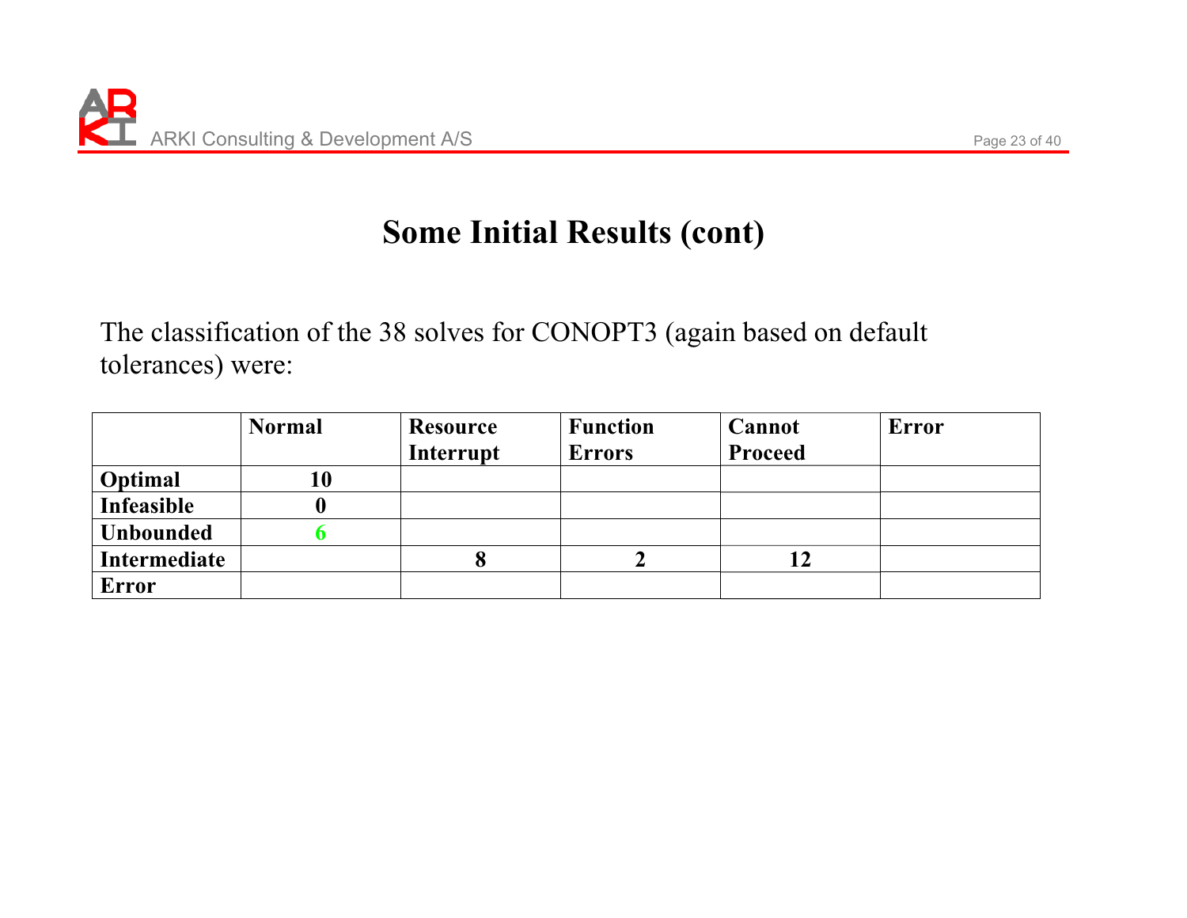# Some Initial Results (cont)

The classification of the 38 solves for CONOPT3 (again based on default tolerances) were:

| | Normal | Resource Interrupt | Function Errors | Cannot Proceed | Error |
|---|---|---|---|---|---|
| **Optimal** | 10 | | | | |
| **Infeasible** | 0 | | | | |
| **Unbounded** | 6 | | | | |
| **Intermediate** | | 8 | 2 | 12 | |
| **Error** | | | | | |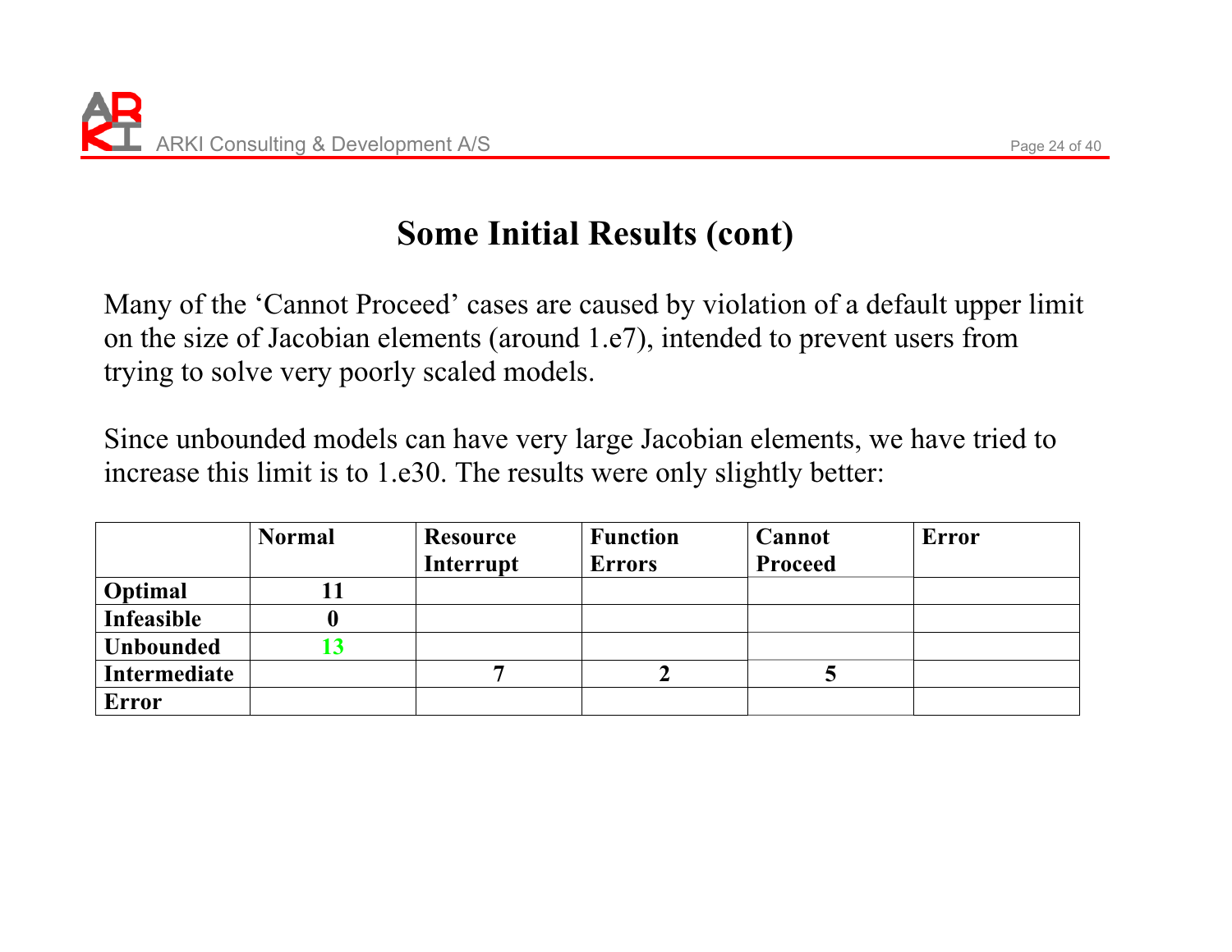# Some Initial Results (cont)

Many of the 'Cannot Proceed' cases are caused by violation of a default upper limit on the size of Jacobian elements (around 1.e7), intended to prevent users from trying to solve very poorly scaled models.

Since unbounded models can have very large Jacobian elements, we have tried to increase this limit is to 1.e30. The results were only slightly better:

| | Normal | Resource Interrupt | Function Errors | Cannot Proceed | Error |
|---|---|---|---|---|---|
| **Optimal** | **11** | | | | |
| **Infeasible** | **0** | | | | |
| **Unbounded** | **13** | | | | |
| **Intermediate** | | **7** | **2** | **5** | |
| **Error** | | | | | |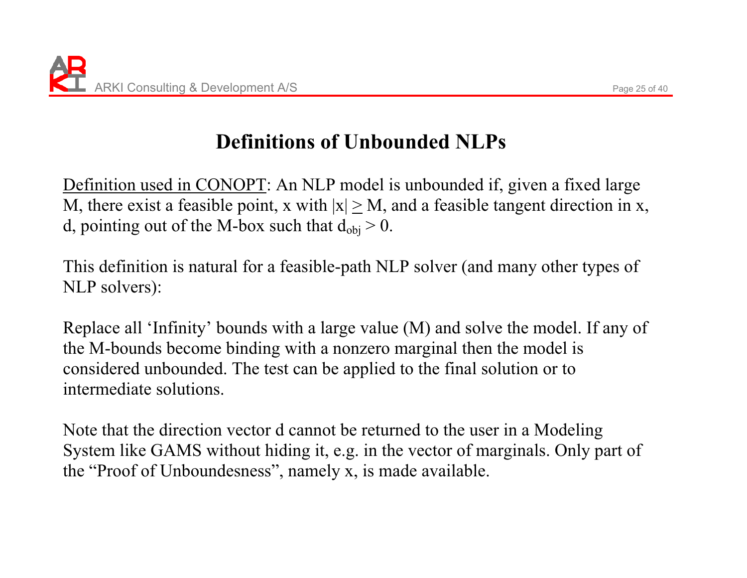# Definitions of Unbounded NLPs

<u>Definition used in CONOPT</u>: An NLP model is unbounded if, given a fixed large M, there exist a feasible point, x with $|x| \geq M$, and a feasible tangent direction in x, d, pointing out of the M-box such that $d_{obj} > 0$.

This definition is natural for a feasible-path NLP solver (and many other types of NLP solvers):

Replace all 'Infinity' bounds with a large value (M) and solve the model. If any of the M-bounds become binding with a nonzero marginal then the model is considered unbounded. The test can be applied to the final solution or to intermediate solutions.

Note that the direction vector d cannot be returned to the user in a Modeling System like GAMS without hiding it, e.g. in the vector of marginals. Only part of the "Proof of Unboundesness", namely x, is made available.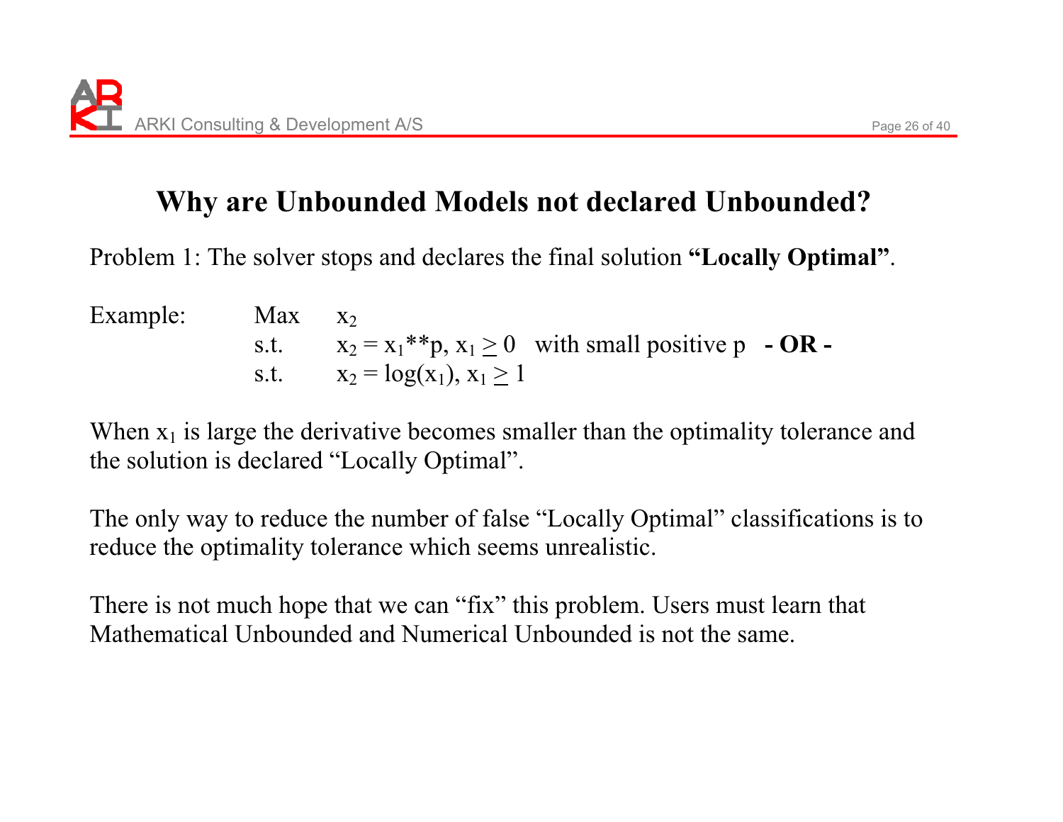# Why are Unbounded Models not declared Unbounded?

Problem 1: The solver stops and declares the final solution **"Locally Optimal"**.

Example: Max $x_2$

s.t. $x_2 = x_1$**p, $x_1 \geq 0$ with small positive p **- OR -**

s.t. $x_2 = \log(x_1)$, $x_1 \geq 1$

When $x_1$ is large the derivative becomes smaller than the optimality tolerance and the solution is declared "Locally Optimal".

The only way to reduce the number of false "Locally Optimal" classifications is to reduce the optimality tolerance which seems unrealistic.

There is not much hope that we can "fix" this problem. Users must learn that Mathematical Unbounded and Numerical Unbounded is not the same.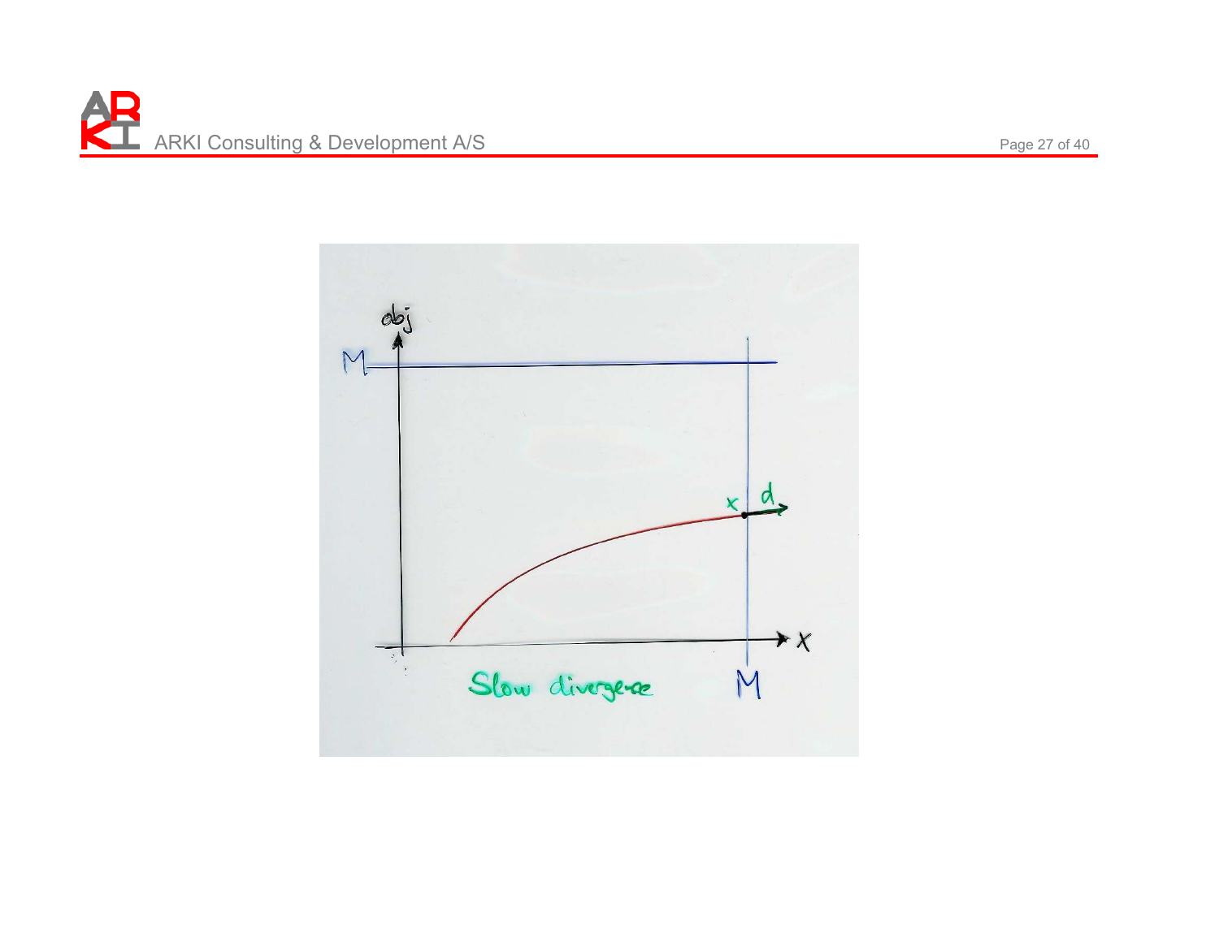Slow divergence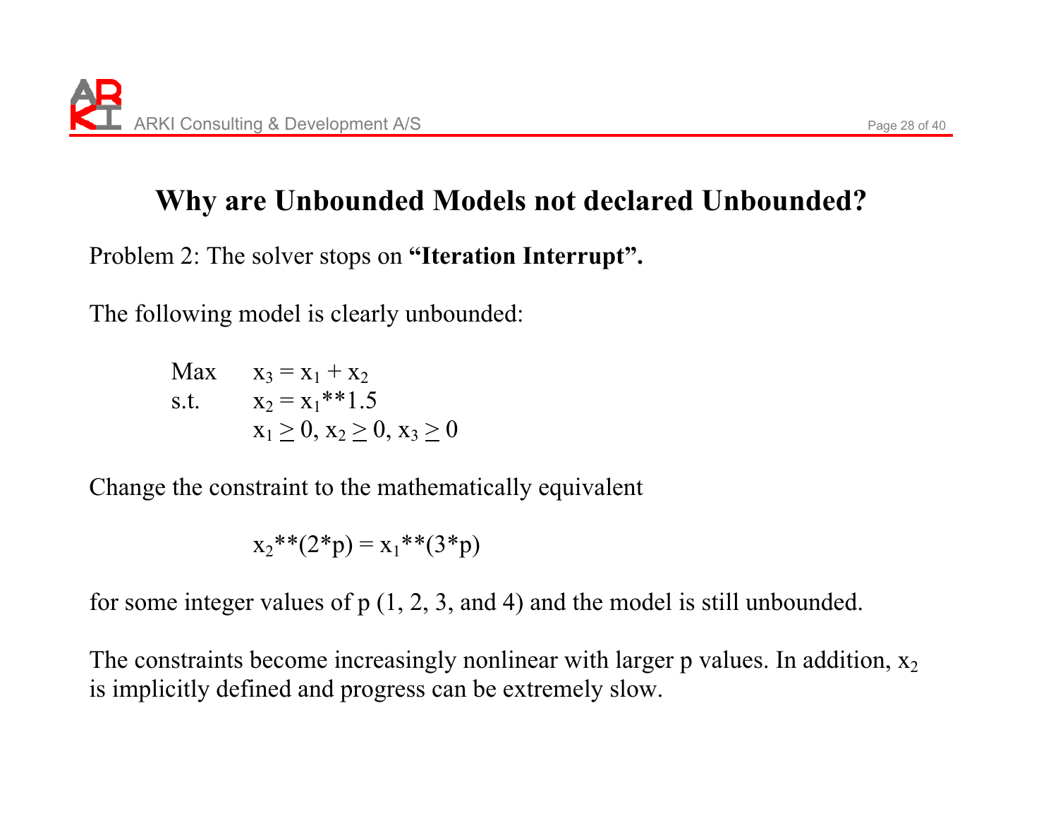# Why are Unbounded Models not declared Unbounded?

Problem 2: The solver stops on **"Iteration Interrupt".**

The following model is clearly unbounded:

$$
\begin{aligned}
\text{Max} \quad & x_3 = x_1 + x_2 \\
\text{s.t.} \quad & x_2 = x_1{**}1.5 \\
& x_1 \geq 0,\ x_2 \geq 0,\ x_3 \geq 0
\end{aligned}
$$

Change the constraint to the mathematically equivalent

$$x_2{**}(2{*}p) = x_1{**}(3{*}p)$$

for some integer values of p (1, 2, 3, and 4) and the model is still unbounded.

The constraints become increasingly nonlinear with larger p values. In addition, $x_2$ is implicitly defined and progress can be extremely slow.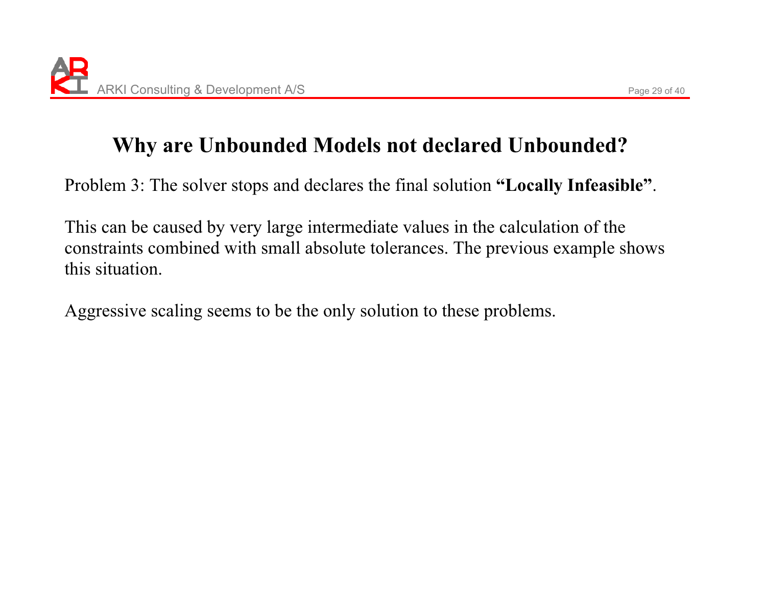# Why are Unbounded Models not declared Unbounded?

Problem 3: The solver stops and declares the final solution **“Locally Infeasible”**.

This can be caused by very large intermediate values in the calculation of the constraints combined with small absolute tolerances. The previous example shows this situation.

Aggressive scaling seems to be the only solution to these problems.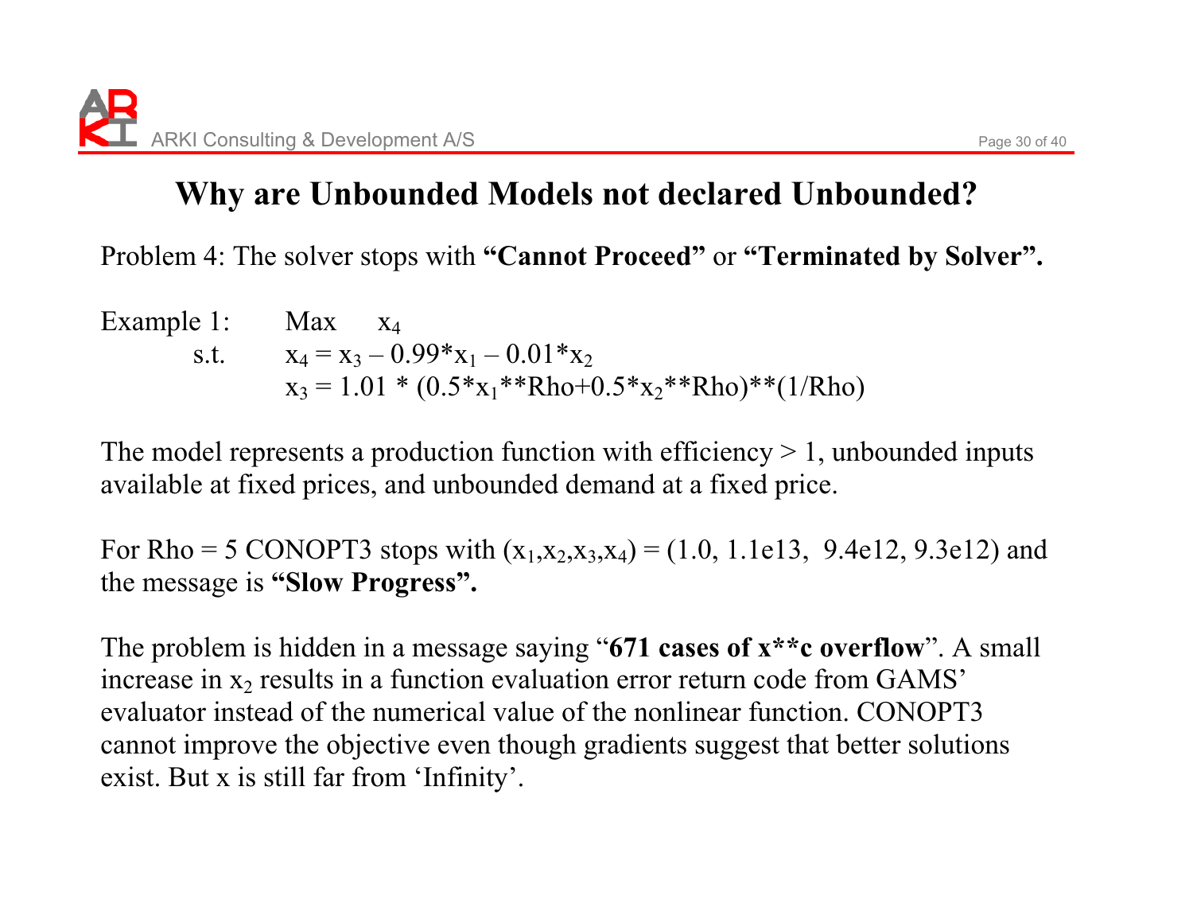# Why are Unbounded Models not declared Unbounded?

Problem 4: The solver stops with **"Cannot Proceed"** or **"Terminated by Solver".**

Example 1: Max $x_4$

s.t. $x_4 = x_3 - 0.99*x_1 - 0.01*x_2$

$x_3 = 1.01 * (0.5*x_1**Rho+0.5*x_2**Rho)**(1/Rho)$

The model represents a production function with efficiency > 1, unbounded inputs available at fixed prices, and unbounded demand at a fixed price.

For Rho = 5 CONOPT3 stops with $(x_1,x_2,x_3,x_4) = (1.0, 1.1e13, 9.4e12, 9.3e12)$ and the message is **"Slow Progress".**

The problem is hidden in a message saying "**671 cases of x**c overflow**". A small increase in $x_2$ results in a function evaluation error return code from GAMS' evaluator instead of the numerical value of the nonlinear function. CONOPT3 cannot improve the objective even though gradients suggest that better solutions exist. But x is still far from 'Infinity'.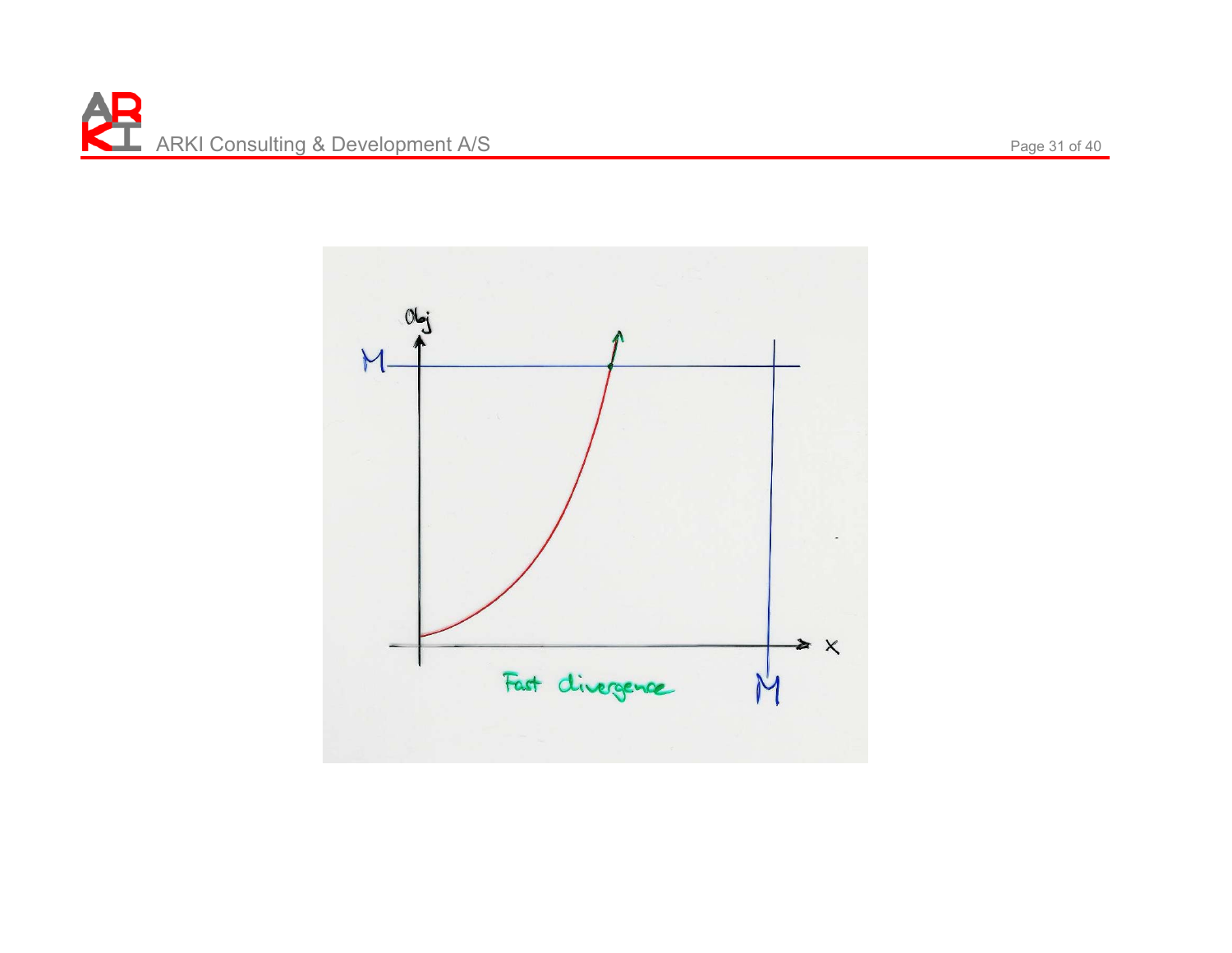Fast divergence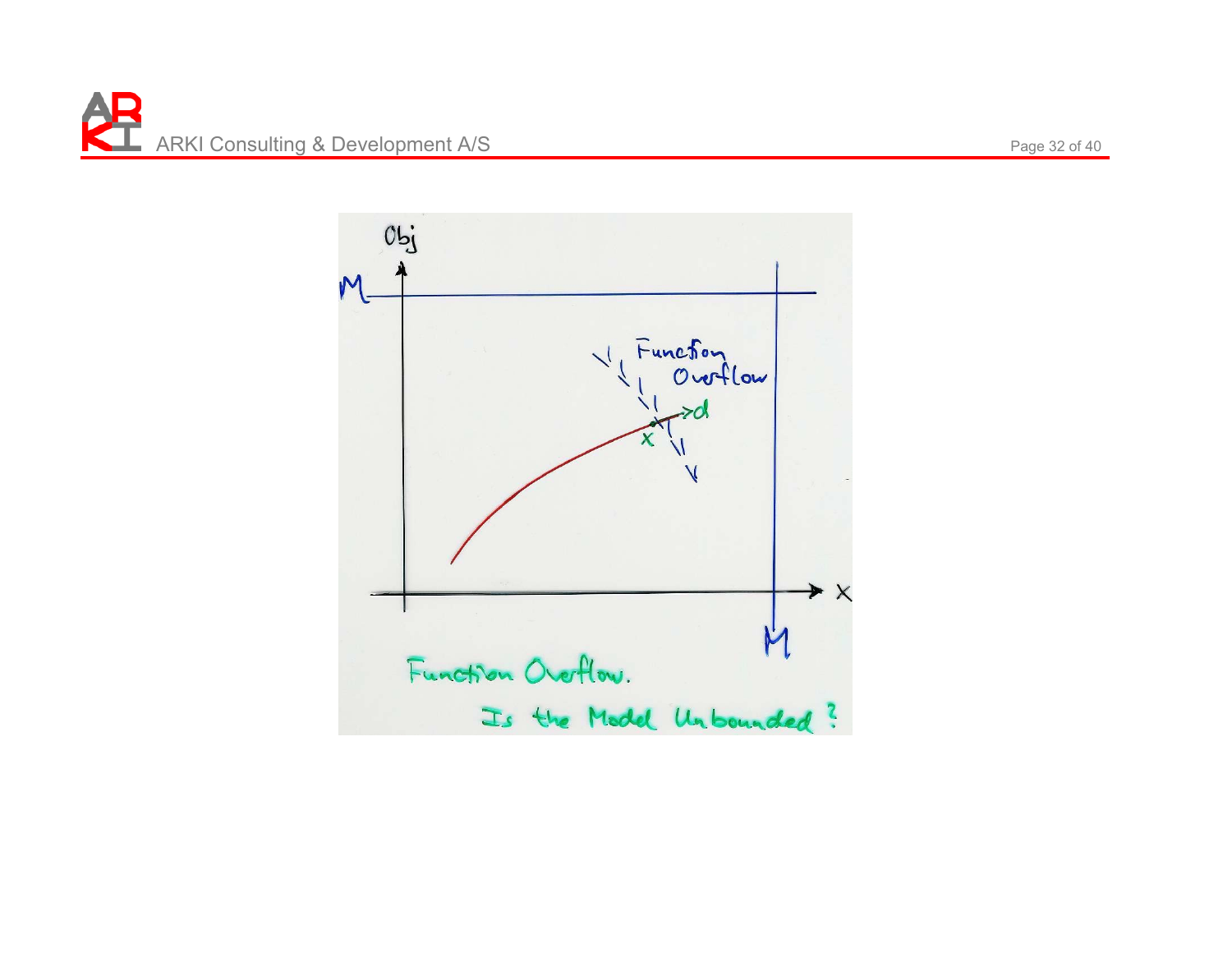Function Overflow.

Is the Model Unbounded ?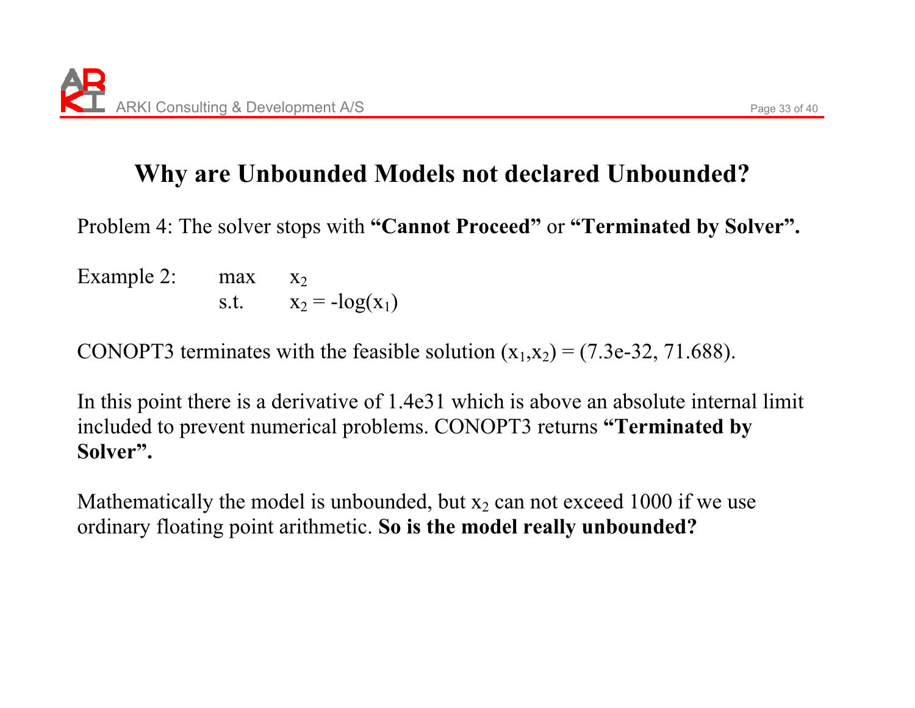# Why are Unbounded Models not declared Unbounded?

Problem 4: The solver stops with **"Cannot Proceed"** or **"Terminated by Solver".**

Example 2: max $x_2$
s.t. $x_2 = -\log(x_1)$

CONOPT3 terminates with the feasible solution $(x_1,x_2) = (7.3e\text{-}32, 71.688)$.

In this point there is a derivative of 1.4e31 which is above an absolute internal limit included to prevent numerical problems. CONOPT3 returns **"Terminated by Solver".**

Mathematically the model is unbounded, but $x_2$ can not exceed 1000 if we use ordinary floating point arithmetic. **So is the model really unbounded?**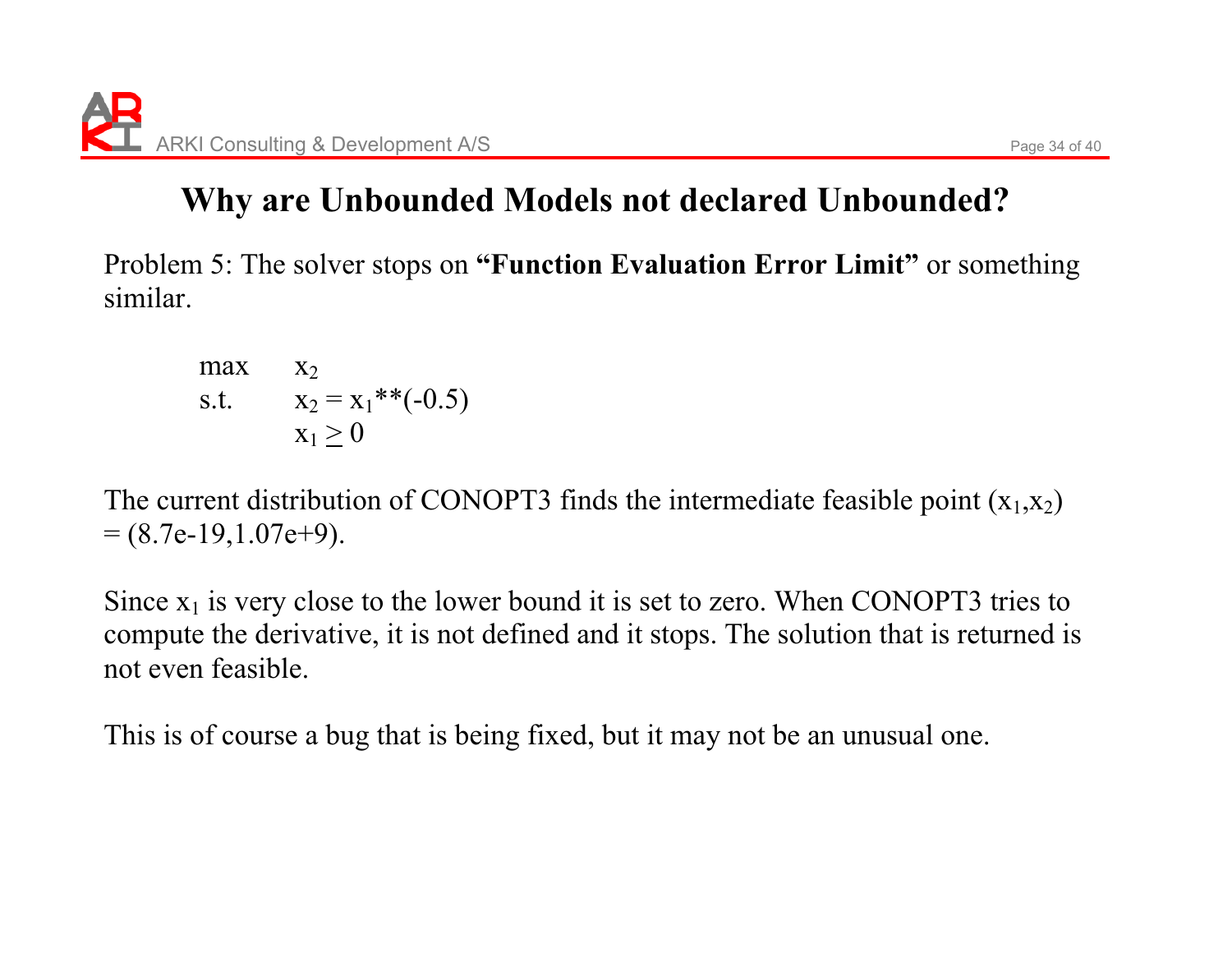# Why are Unbounded Models not declared Unbounded?

Problem 5: The solver stops on **"Function Evaluation Error Limit"** or something similar.

$$
\begin{array}{ll}
\max & x_2 \\
\text{s.t.} & x_2 = x_1**(-0.5) \\
 & x_1 \geq 0
\end{array}
$$

The current distribution of CONOPT3 finds the intermediate feasible point $(x_1,x_2) = (8.7e\text{-}19, 1.07e\text{+}9)$.

Since $x_1$ is very close to the lower bound it is set to zero. When CONOPT3 tries to compute the derivative, it is not defined and it stops. The solution that is returned is not even feasible.

This is of course a bug that is being fixed, but it may not be an unusual one.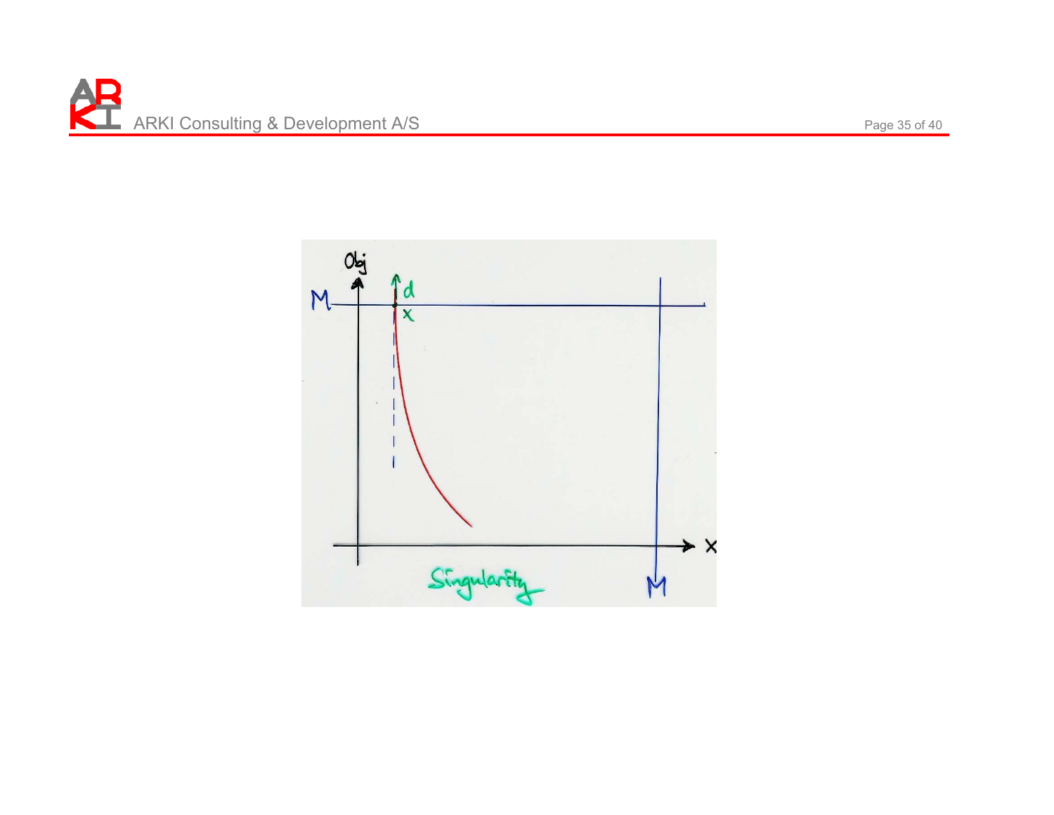Singularity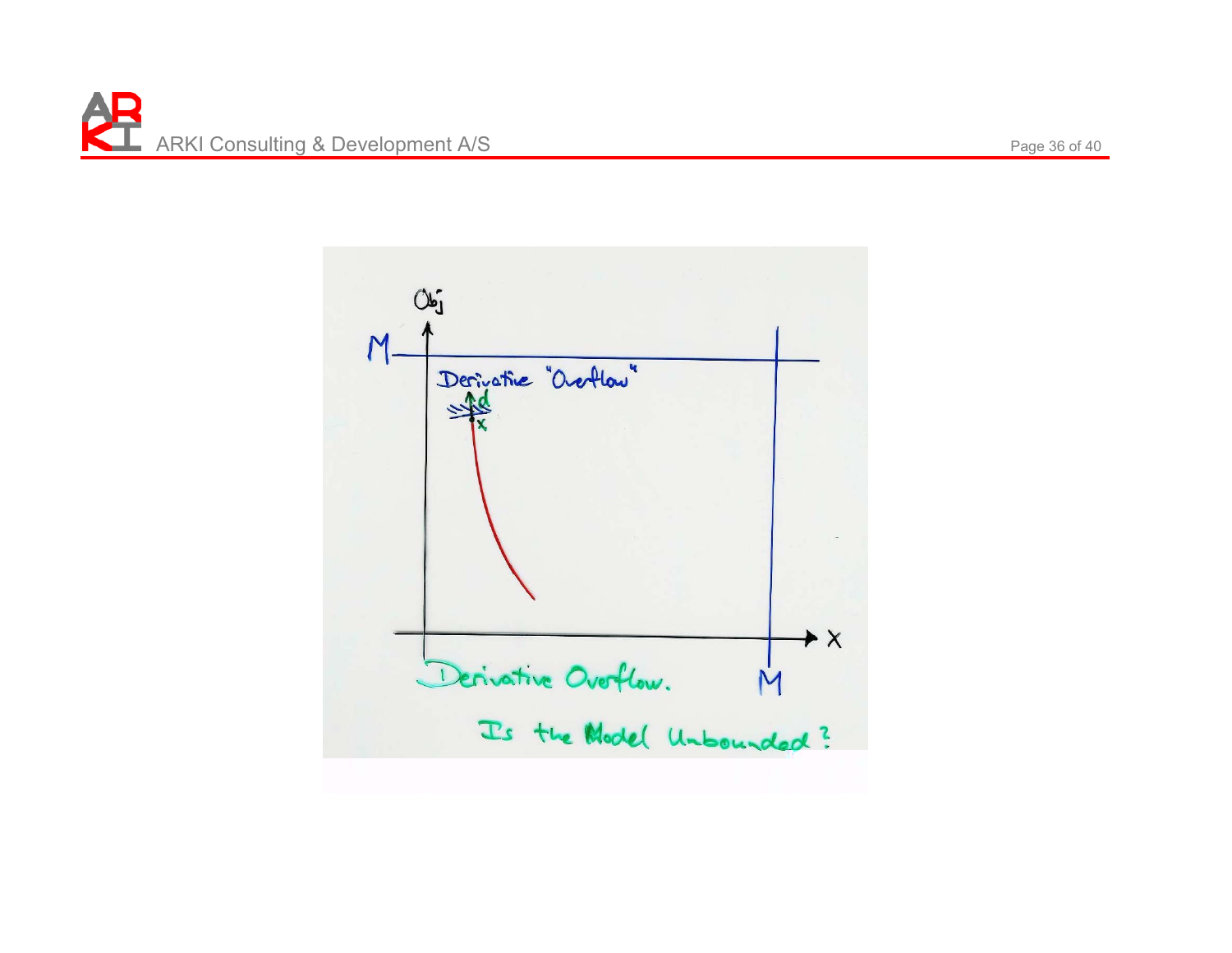Obj

M

Derivative "Overflow"

d

x

X

M

Derivative Overflow.

Is the Model Unbounded?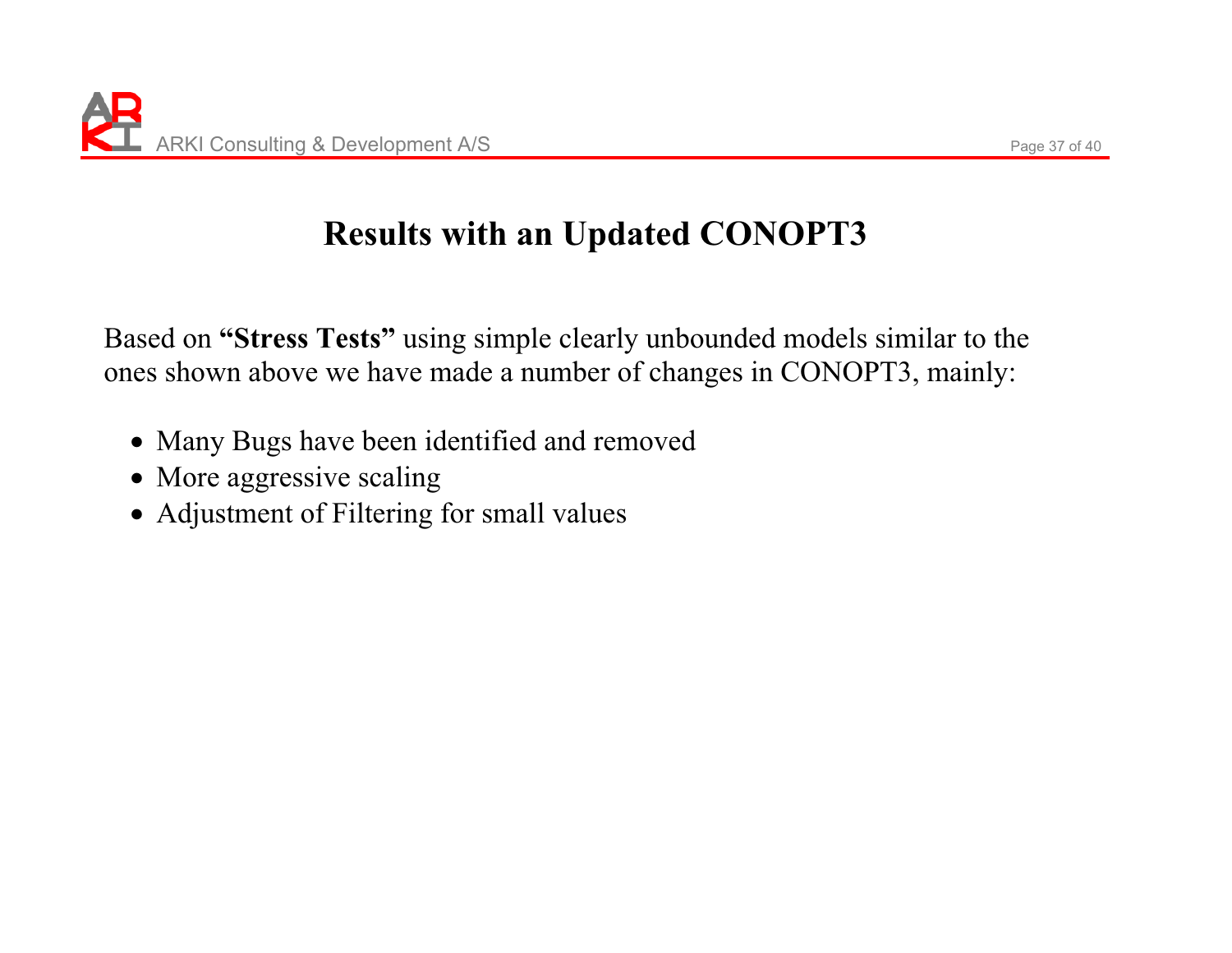# Results with an Updated CONOPT3

Based on **"Stress Tests"** using simple clearly unbounded models similar to the ones shown above we have made a number of changes in CONOPT3, mainly:

- Many Bugs have been identified and removed
- More aggressive scaling
- Adjustment of Filtering for small values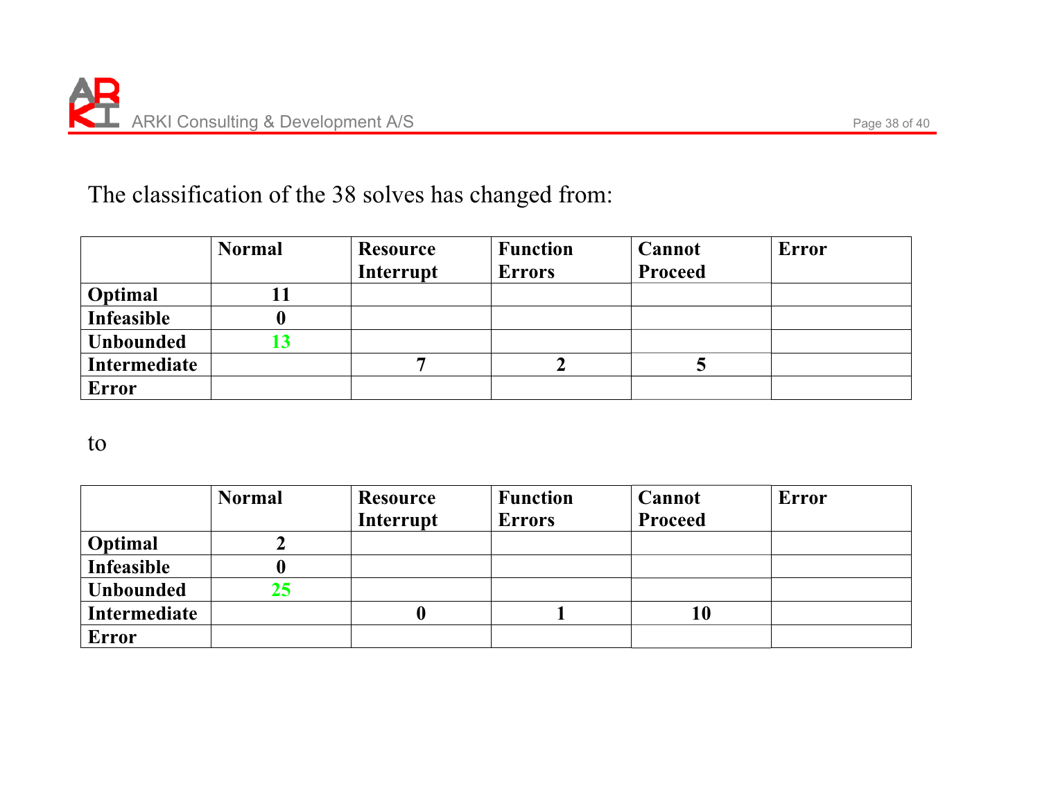The classification of the 38 solves has changed from:

| | Normal | Resource Interrupt | Function Errors | Cannot Proceed | Error |
|---|---|---|---|---|---|
| **Optimal** | 11 | | | | |
| **Infeasible** | 0 | | | | |
| **Unbounded** | 13 | | | | |
| **Intermediate** | | 7 | 2 | 5 | |
| **Error** | | | | | |

to

| | Normal | Resource Interrupt | Function Errors | Cannot Proceed | Error |
|---|---|---|---|---|---|
| **Optimal** | 2 | | | | |
| **Infeasible** | 0 | | | | |
| **Unbounded** | 25 | | | | |
| **Intermediate** | | 0 | 1 | 10 | |
| **Error** | | | | | |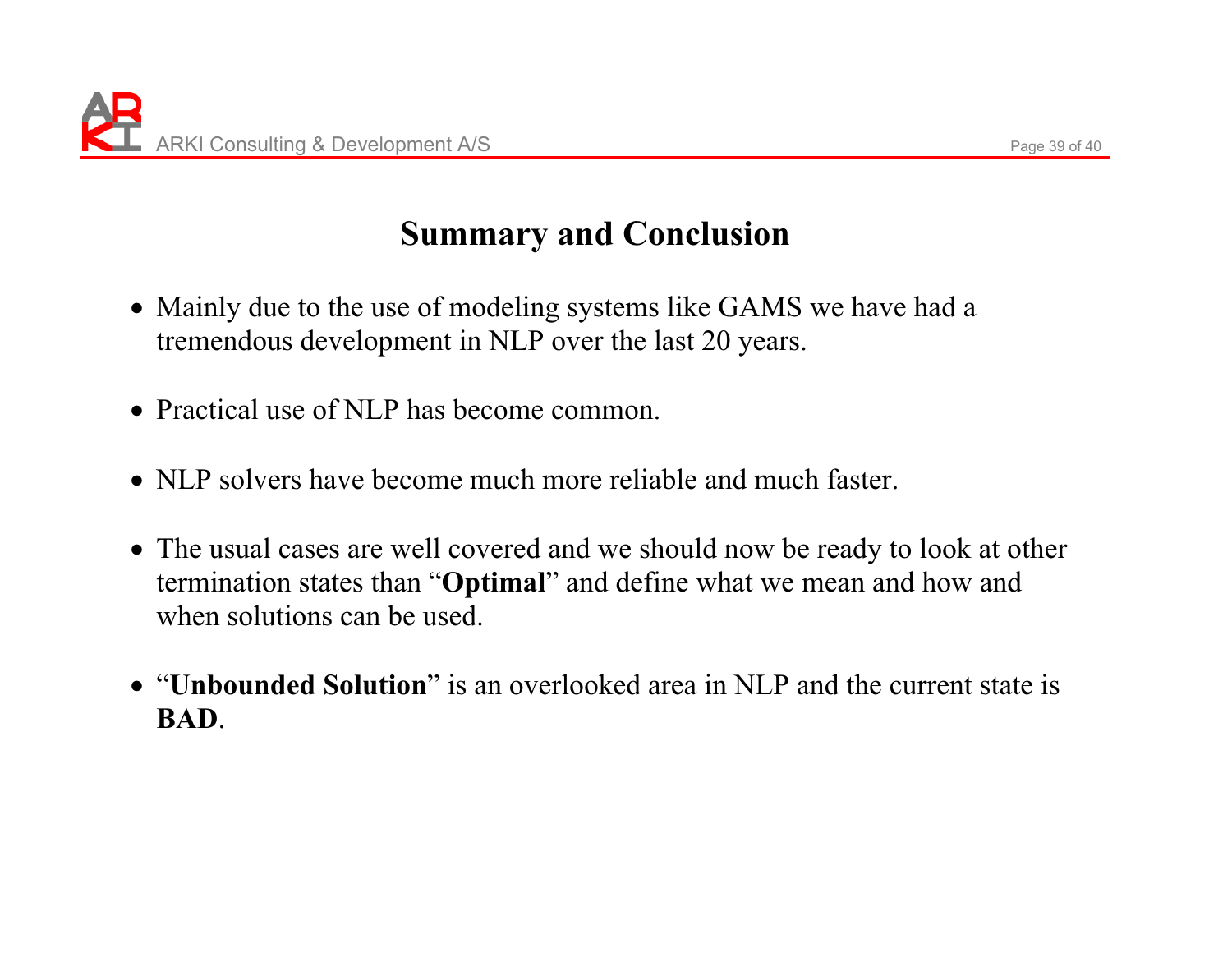# Summary and Conclusion

- Mainly due to the use of modeling systems like GAMS we have had a tremendous development in NLP over the last 20 years.

- Practical use of NLP has become common.

- NLP solvers have become much more reliable and much faster.

- The usual cases are well covered and we should now be ready to look at other termination states than "**Optimal**" and define what we mean and how and when solutions can be used.

- "**Unbounded Solution**" is an overlooked area in NLP and the current state is **BAD**.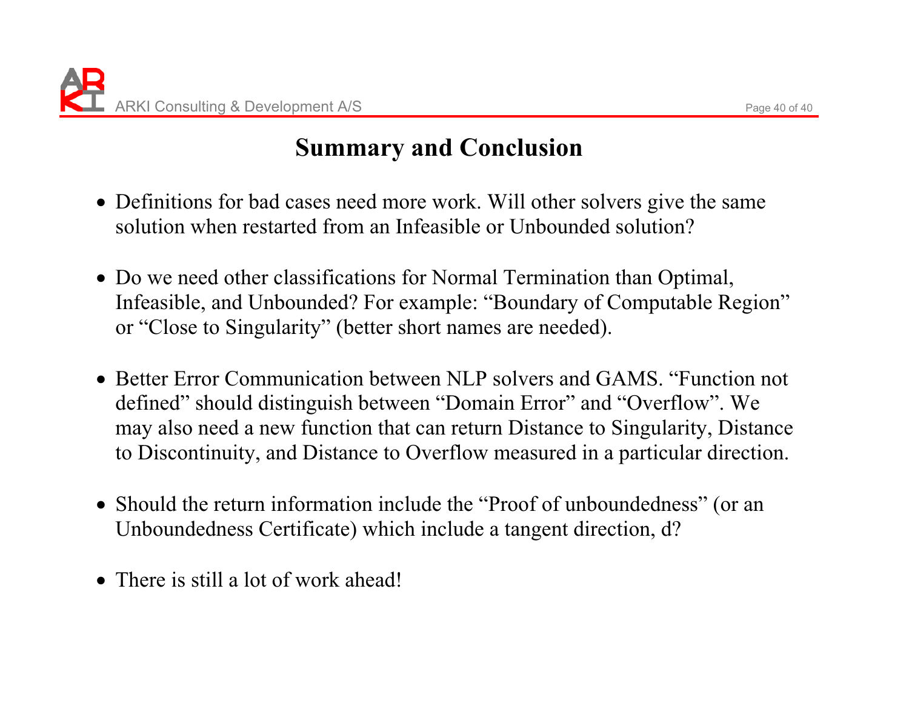# Summary and Conclusion

- Definitions for bad cases need more work. Will other solvers give the same solution when restarted from an Infeasible or Unbounded solution?

- Do we need other classifications for Normal Termination than Optimal, Infeasible, and Unbounded? For example: “Boundary of Computable Region” or “Close to Singularity” (better short names are needed).

- Better Error Communication between NLP solvers and GAMS. “Function not defined” should distinguish between “Domain Error” and “Overflow”. We may also need a new function that can return Distance to Singularity, Distance to Discontinuity, and Distance to Overflow measured in a particular direction.

- Should the return information include the “Proof of unboundedness” (or an Unboundedness Certificate) which include a tangent direction, d?

- There is still a lot of work ahead!